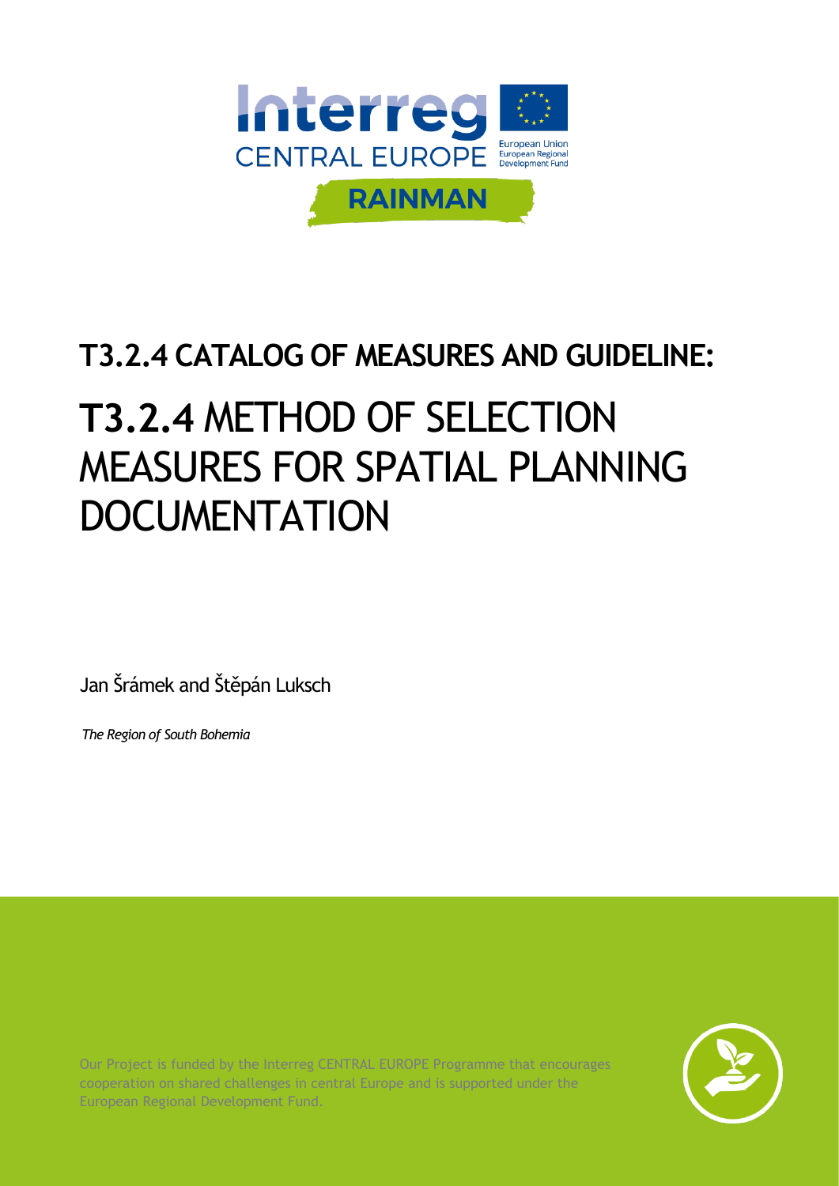Interreg

CENTRAL EUROPE

European Union
European Regional Development Fund

RAINMAN

# T3.2.4 CATALOG OF MEASURES AND GUIDELINE:

# **T3.2.4** METHOD OF SELECTION MEASURES FOR SPATIAL PLANNING DOCUMENTATION

Jan Šrámek and Štěpán Luksch

*The Region of South Bohemia*

Our Project is funded by the Interreg CENTRAL EUROPE Programme that encourages cooperation on shared challenges in central Europe and is supported under the European Regional Development Fund.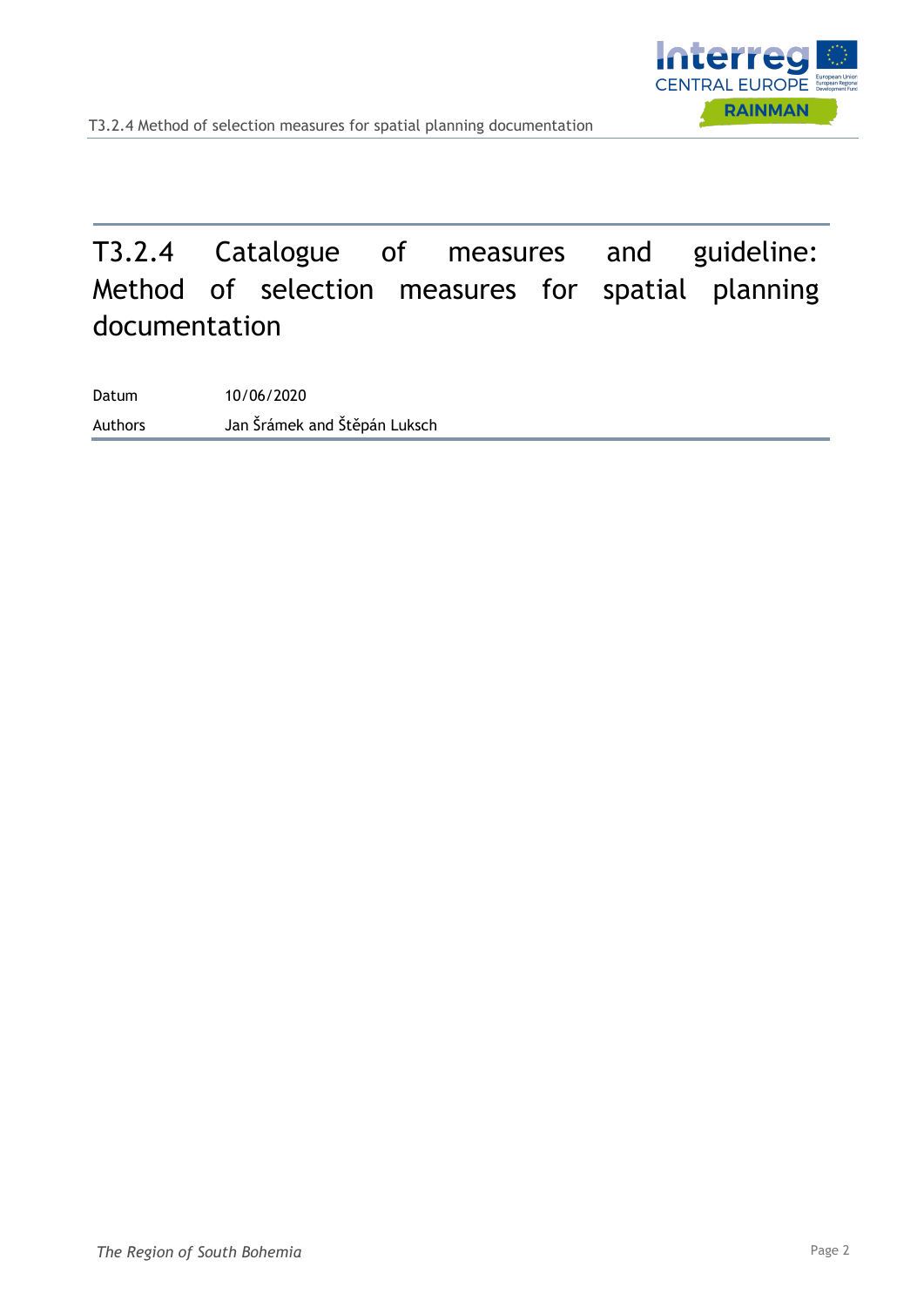# T3.2.4 Catalogue of measures and guideline: Method of selection measures for spatial planning documentation

| | |
|---|---|
| Datum | 10/06/2020 |
| Authors | Jan Šrámek and Štěpán Luksch |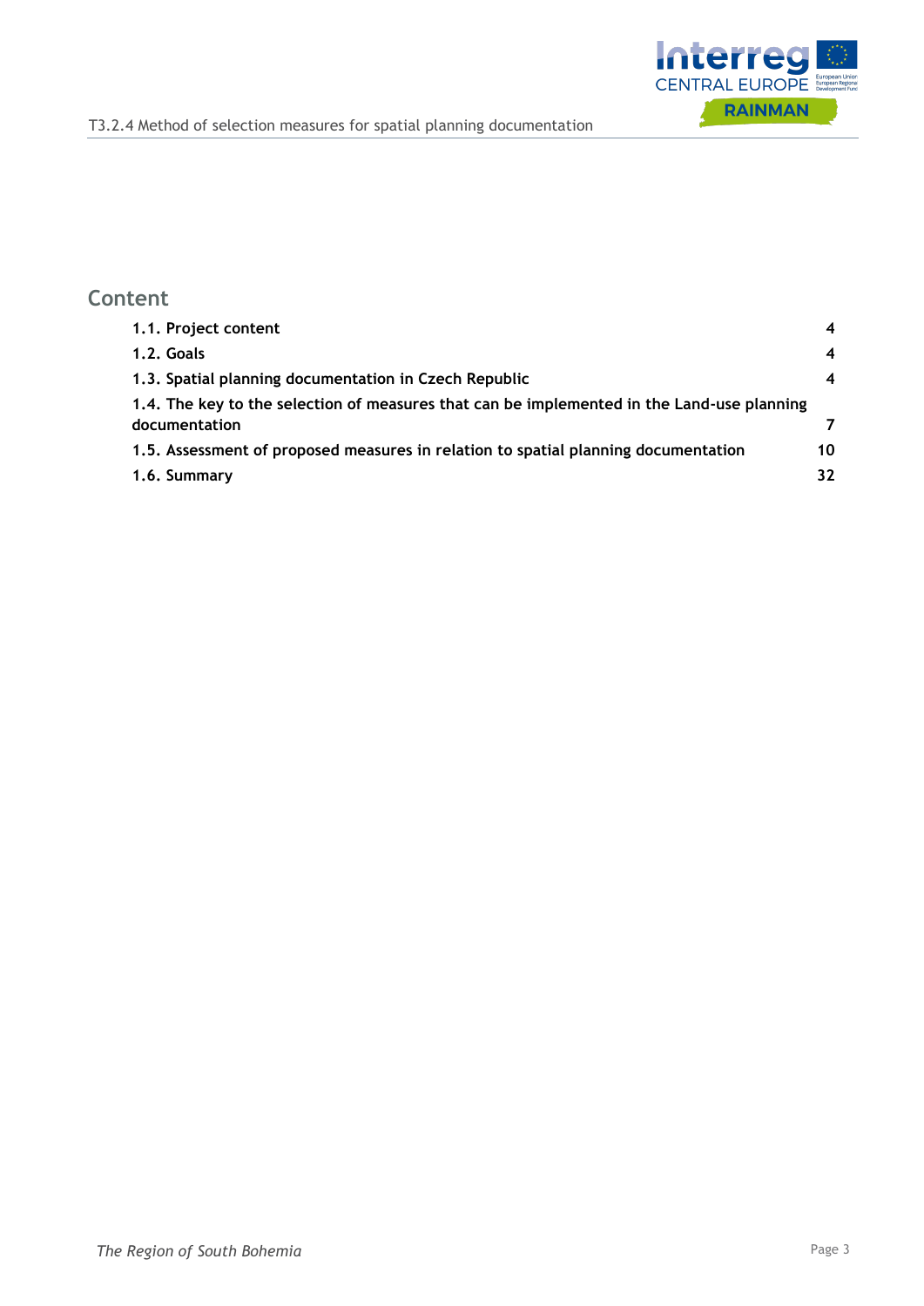## Content

| | |
|---|---|
| **1.1. Project content** | **4** |
| **1.2. Goals** | **4** |
| **1.3. Spatial planning documentation in Czech Republic** | **4** |
| **1.4. The key to the selection of measures that can be implemented in the Land-use planning documentation** | **7** |
| **1.5. Assessment of proposed measures in relation to spatial planning documentation** | **10** |
| **1.6. Summary** | **32** |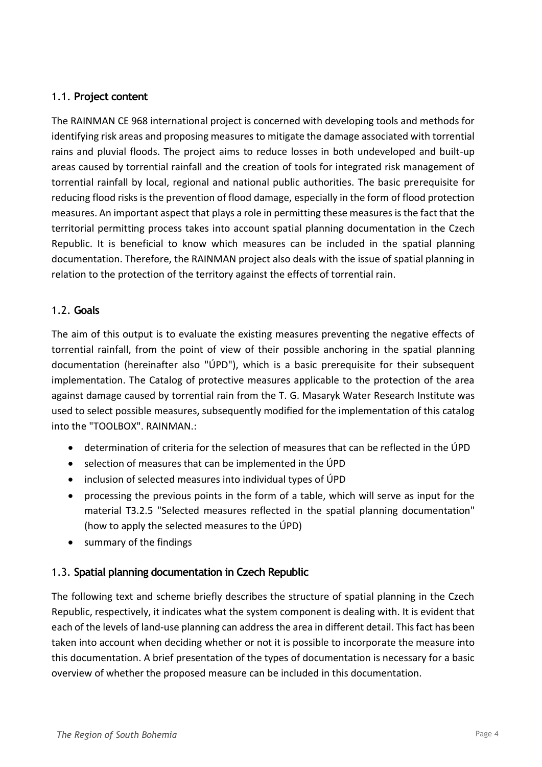## 1.1. **Project content**

The RAINMAN CE 968 international project is concerned with developing tools and methods for identifying risk areas and proposing measures to mitigate the damage associated with torrential rains and pluvial floods. The project aims to reduce losses in both undeveloped and built-up areas caused by torrential rainfall and the creation of tools for integrated risk management of torrential rainfall by local, regional and national public authorities. The basic prerequisite for reducing flood risks is the prevention of flood damage, especially in the form of flood protection measures. An important aspect that plays a role in permitting these measures is the fact that the territorial permitting process takes into account spatial planning documentation in the Czech Republic. It is beneficial to know which measures can be included in the spatial planning documentation. Therefore, the RAINMAN project also deals with the issue of spatial planning in relation to the protection of the territory against the effects of torrential rain.

## 1.2. **Goals**

The aim of this output is to evaluate the existing measures preventing the negative effects of torrential rainfall, from the point of view of their possible anchoring in the spatial planning documentation (hereinafter also "ÚPD"), which is a basic prerequisite for their subsequent implementation. The Catalog of protective measures applicable to the protection of the area against damage caused by torrential rain from the T. G. Masaryk Water Research Institute was used to select possible measures, subsequently modified for the implementation of this catalog into the "TOOLBOX". RAINMAN.:

- determination of criteria for the selection of measures that can be reflected in the ÚPD
- selection of measures that can be implemented in the ÚPD
- inclusion of selected measures into individual types of ÚPD
- processing the previous points in the form of a table, which will serve as input for the material T3.2.5 "Selected measures reflected in the spatial planning documentation" (how to apply the selected measures to the ÚPD)
- summary of the findings

## 1.3. **Spatial planning documentation in Czech Republic**

The following text and scheme briefly describes the structure of spatial planning in the Czech Republic, respectively, it indicates what the system component is dealing with. It is evident that each of the levels of land-use planning can address the area in different detail. This fact has been taken into account when deciding whether or not it is possible to incorporate the measure into this documentation. A brief presentation of the types of documentation is necessary for a basic overview of whether the proposed measure can be included in this documentation.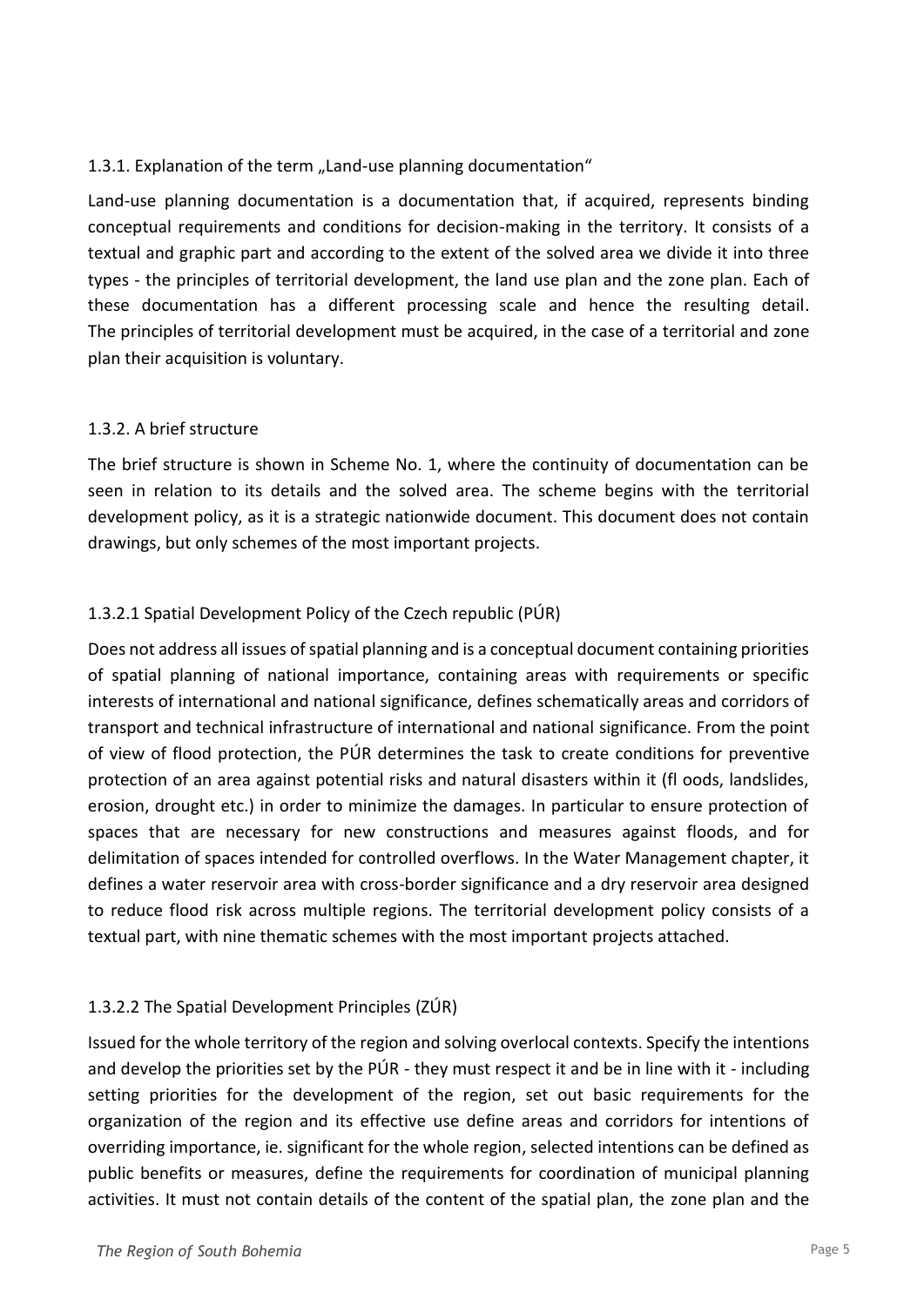### 1.3.1. Explanation of the term „Land-use planning documentation“

Land-use planning documentation is a documentation that, if acquired, represents binding conceptual requirements and conditions for decision-making in the territory. It consists of a textual and graphic part and according to the extent of the solved area we divide it into three types - the principles of territorial development, the land use plan and the zone plan. Each of these documentation has a different processing scale and hence the resulting detail. The principles of territorial development must be acquired, in the case of a territorial and zone plan their acquisition is voluntary.

### 1.3.2. A brief structure

The brief structure is shown in Scheme No. 1, where the continuity of documentation can be seen in relation to its details and the solved area. The scheme begins with the territorial development policy, as it is a strategic nationwide document. This document does not contain drawings, but only schemes of the most important projects.

#### 1.3.2.1 Spatial Development Policy of the Czech republic (PÚR)

Does not address all issues of spatial planning and is a conceptual document containing priorities of spatial planning of national importance, containing areas with requirements or specific interests of international and national significance, defines schematically areas and corridors of transport and technical infrastructure of international and national significance. From the point of view of flood protection, the PÚR determines the task to create conditions for preventive protection of an area against potential risks and natural disasters within it (fl oods, landslides, erosion, drought etc.) in order to minimize the damages. In particular to ensure protection of spaces that are necessary for new constructions and measures against floods, and for delimitation of spaces intended for controlled overflows. In the Water Management chapter, it defines a water reservoir area with cross-border significance and a dry reservoir area designed to reduce flood risk across multiple regions. The territorial development policy consists of a textual part, with nine thematic schemes with the most important projects attached.

#### 1.3.2.2 The Spatial Development Principles (ZÚR)

Issued for the whole territory of the region and solving overlocal contexts. Specify the intentions and develop the priorities set by the PÚR - they must respect it and be in line with it - including setting priorities for the development of the region, set out basic requirements for the organization of the region and its effective use define areas and corridors for intentions of overriding importance, ie. significant for the whole region, selected intentions can be defined as public benefits or measures, define the requirements for coordination of municipal planning activities. It must not contain details of the content of the spatial plan, the zone plan and the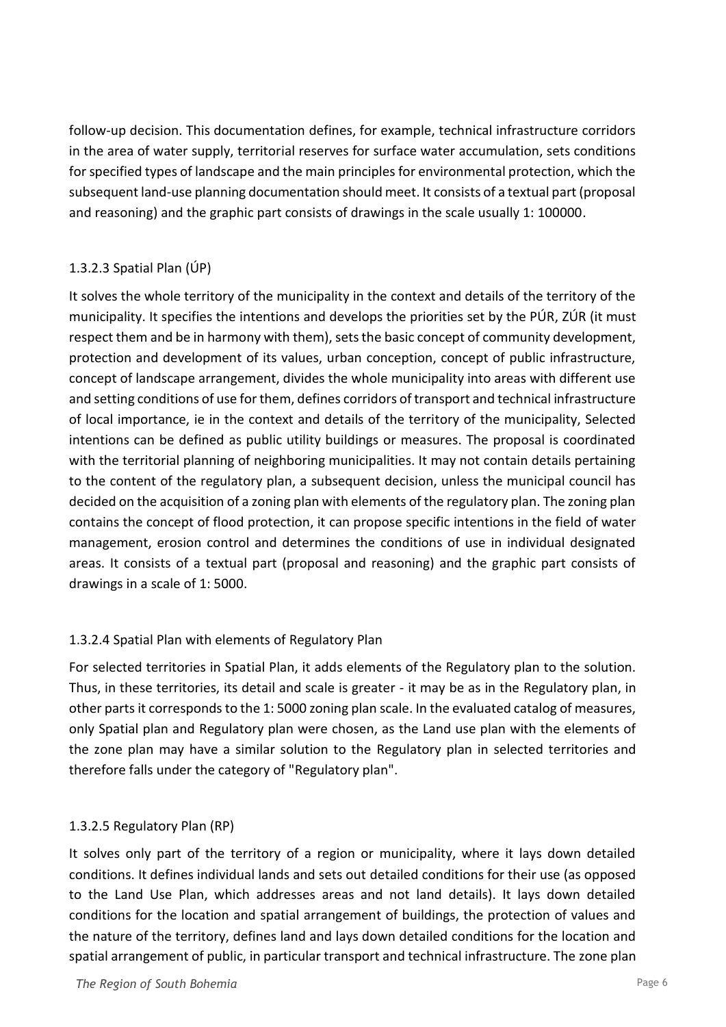follow-up decision. This documentation defines, for example, technical infrastructure corridors in the area of water supply, territorial reserves for surface water accumulation, sets conditions for specified types of landscape and the main principles for environmental protection, which the subsequent land-use planning documentation should meet. It consists of a textual part (proposal and reasoning) and the graphic part consists of drawings in the scale usually 1: 100000.

### 1.3.2.3 Spatial Plan (ÚP)

It solves the whole territory of the municipality in the context and details of the territory of the municipality. It specifies the intentions and develops the priorities set by the PÚR, ZÚR (it must respect them and be in harmony with them), sets the basic concept of community development, protection and development of its values, urban conception, concept of public infrastructure, concept of landscape arrangement, divides the whole municipality into areas with different use and setting conditions of use for them, defines corridors of transport and technical infrastructure of local importance, ie in the context and details of the territory of the municipality, Selected intentions can be defined as public utility buildings or measures. The proposal is coordinated with the territorial planning of neighboring municipalities. It may not contain details pertaining to the content of the regulatory plan, a subsequent decision, unless the municipal council has decided on the acquisition of a zoning plan with elements of the regulatory plan. The zoning plan contains the concept of flood protection, it can propose specific intentions in the field of water management, erosion control and determines the conditions of use in individual designated areas. It consists of a textual part (proposal and reasoning) and the graphic part consists of drawings in a scale of 1: 5000.

### 1.3.2.4 Spatial Plan with elements of Regulatory Plan

For selected territories in Spatial Plan, it adds elements of the Regulatory plan to the solution. Thus, in these territories, its detail and scale is greater - it may be as in the Regulatory plan, in other parts it corresponds to the 1: 5000 zoning plan scale. In the evaluated catalog of measures, only Spatial plan and Regulatory plan were chosen, as the Land use plan with the elements of the zone plan may have a similar solution to the Regulatory plan in selected territories and therefore falls under the category of "Regulatory plan".

### 1.3.2.5 Regulatory Plan (RP)

It solves only part of the territory of a region or municipality, where it lays down detailed conditions. It defines individual lands and sets out detailed conditions for their use (as opposed to the Land Use Plan, which addresses areas and not land details). It lays down detailed conditions for the location and spatial arrangement of buildings, the protection of values and the nature of the territory, defines land and lays down detailed conditions for the location and spatial arrangement of public, in particular transport and technical infrastructure. The zone plan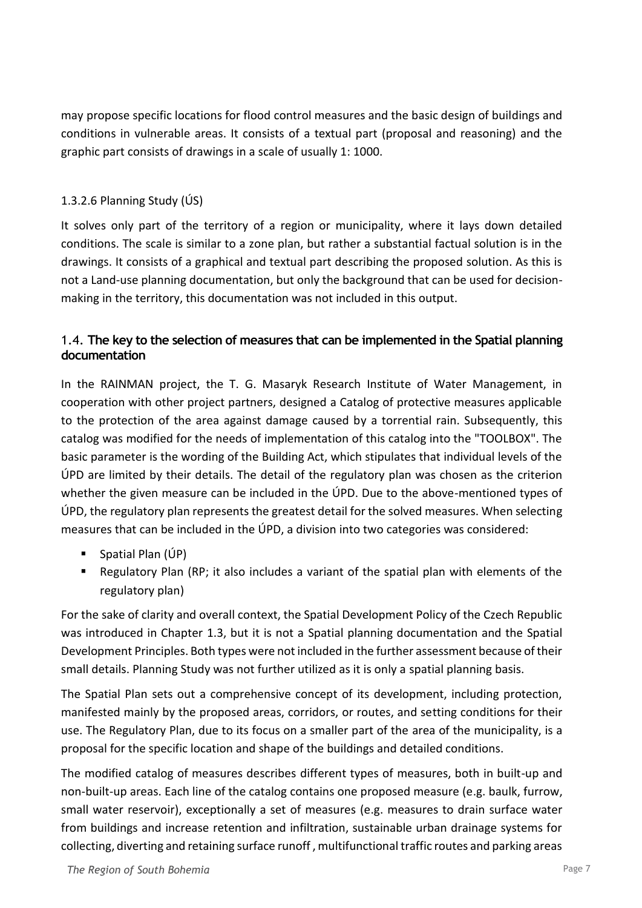may propose specific locations for flood control measures and the basic design of buildings and conditions in vulnerable areas. It consists of a textual part (proposal and reasoning) and the graphic part consists of drawings in a scale of usually 1: 1000.

#### 1.3.2.6 Planning Study (ÚS)

It solves only part of the territory of a region or municipality, where it lays down detailed conditions. The scale is similar to a zone plan, but rather a substantial factual solution is in the drawings. It consists of a graphical and textual part describing the proposed solution. As this is not a Land-use planning documentation, but only the background that can be used for decision-making in the territory, this documentation was not included in this output.

### 1.4. The key to the selection of measures that can be implemented in the Spatial planning documentation

In the RAINMAN project, the T. G. Masaryk Research Institute of Water Management, in cooperation with other project partners, designed a Catalog of protective measures applicable to the protection of the area against damage caused by a torrential rain. Subsequently, this catalog was modified for the needs of implementation of this catalog into the "TOOLBOX". The basic parameter is the wording of the Building Act, which stipulates that individual levels of the ÚPD are limited by their details. The detail of the regulatory plan was chosen as the criterion whether the given measure can be included in the ÚPD. Due to the above-mentioned types of ÚPD, the regulatory plan represents the greatest detail for the solved measures. When selecting measures that can be included in the ÚPD, a division into two categories was considered:

- Spatial Plan (ÚP)
- Regulatory Plan (RP; it also includes a variant of the spatial plan with elements of the regulatory plan)

For the sake of clarity and overall context, the Spatial Development Policy of the Czech Republic was introduced in Chapter 1.3, but it is not a Spatial planning documentation and the Spatial Development Principles. Both types were not included in the further assessment because of their small details. Planning Study was not further utilized as it is only a spatial planning basis.

The Spatial Plan sets out a comprehensive concept of its development, including protection, manifested mainly by the proposed areas, corridors, or routes, and setting conditions for their use. The Regulatory Plan, due to its focus on a smaller part of the area of the municipality, is a proposal for the specific location and shape of the buildings and detailed conditions.

The modified catalog of measures describes different types of measures, both in built-up and non-built-up areas. Each line of the catalog contains one proposed measure (e.g. baulk, furrow, small water reservoir), exceptionally a set of measures (e.g. measures to drain surface water from buildings and increase retention and infiltration, sustainable urban drainage systems for collecting, diverting and retaining surface runoff , multifunctional traffic routes and parking areas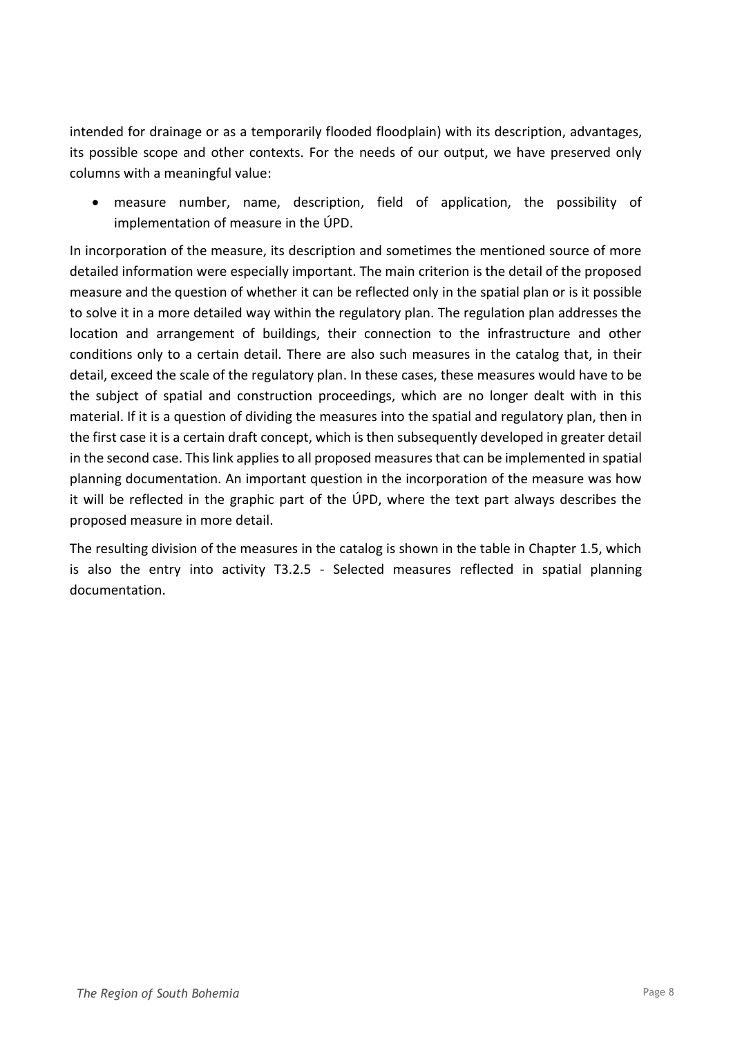intended for drainage or as a temporarily flooded floodplain) with its description, advantages, its possible scope and other contexts. For the needs of our output, we have preserved only columns with a meaningful value:

- measure number, name, description, field of application, the possibility of implementation of measure in the ÚPD.

In incorporation of the measure, its description and sometimes the mentioned source of more detailed information were especially important. The main criterion is the detail of the proposed measure and the question of whether it can be reflected only in the spatial plan or is it possible to solve it in a more detailed way within the regulatory plan. The regulation plan addresses the location and arrangement of buildings, their connection to the infrastructure and other conditions only to a certain detail. There are also such measures in the catalog that, in their detail, exceed the scale of the regulatory plan. In these cases, these measures would have to be the subject of spatial and construction proceedings, which are no longer dealt with in this material. If it is a question of dividing the measures into the spatial and regulatory plan, then in the first case it is a certain draft concept, which is then subsequently developed in greater detail in the second case. This link applies to all proposed measures that can be implemented in spatial planning documentation. An important question in the incorporation of the measure was how it will be reflected in the graphic part of the ÚPD, where the text part always describes the proposed measure in more detail.

The resulting division of the measures in the catalog is shown in the table in Chapter 1.5, which is also the entry into activity T3.2.5 - Selected measures reflected in spatial planning documentation.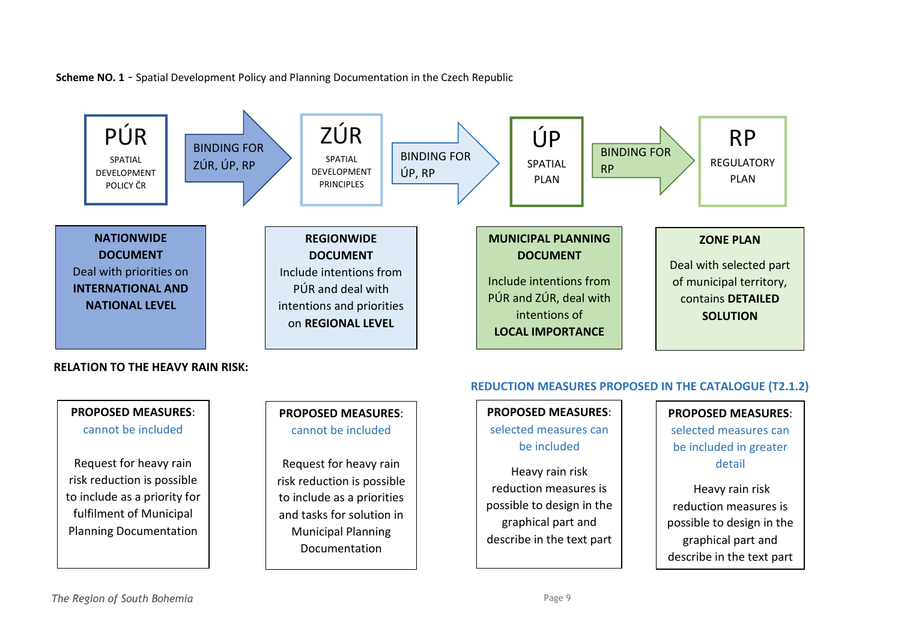**Scheme NO. 1** - Spatial Development Policy and Planning Documentation in the Czech Republic

| PÚR<br>SPATIAL DEVELOPMENT POLICY ČR | BINDING FOR ZÚR, ÚP, RP → | ZÚR<br>SPATIAL DEVELOPMENT PRINCIPLES | BINDING FOR ÚP, RP → | ÚP<br>SPATIAL PLAN | BINDING FOR RP → | RP<br>REGULATORY PLAN |
|---|---|---|---|---|---|---|

| PÚR | ZÚR | ÚP | RP |
|---|---|---|---|
| **NATIONWIDE DOCUMENT**<br>Deal with priorities on **INTERNATIONAL AND NATIONAL LEVEL** | **REGIONWIDE DOCUMENT**<br>Include intentions from PÚR and deal with intentions and priorities on **REGIONAL LEVEL** | **MUNICIPAL PLANNING DOCUMENT**<br>Include intentions from PÚR and ZÚR, deal with intentions of **LOCAL IMPORTANCE** | **ZONE PLAN**<br>Deal with selected part of municipal territory, contains **DETAILED SOLUTION** |

**RELATION TO THE HEAVY RAIN RISK:**

**REDUCTION MEASURES PROPOSED IN THE CATALOGUE (T2.1.2)**

| PÚR | ZÚR | ÚP | RP |
|---|---|---|---|
| **PROPOSED MEASURES**: cannot be included<br><br>Request for heavy rain risk reduction is possible to include as a priority for fulfilment of Municipal Planning Documentation | **PROPOSED MEASURES**: cannot be included<br><br>Request for heavy rain risk reduction is possible to include as a priorities and tasks for solution in Municipal Planning Documentation | **PROPOSED MEASURES**: selected measures can be included<br><br>Heavy rain risk reduction measures is possible to design in the graphical part and describe in the text part | **PROPOSED MEASURES**: selected measures can be included in greater detail<br><br>Heavy rain risk reduction measures is possible to design in the graphical part and describe in the text part |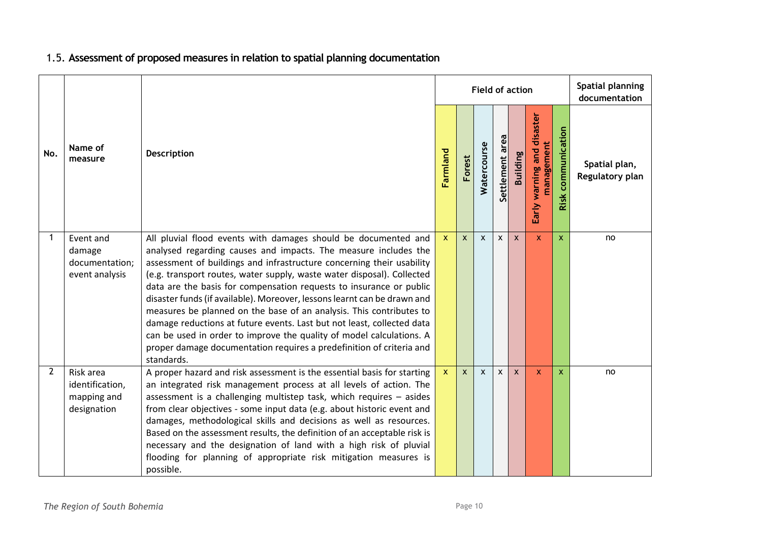## 1.5. Assessment of proposed measures in relation to spatial planning documentation

| No. | Name of measure | Description | Field of action | | | | | | | Spatial planning documentation |
|---|---|---|---|---|---|---|---|---|---|---|
| | | | Farmland | Forest | Watercourse | Settlement area | Building | Early warning and disaster management | Risk communication | Spatial plan, Regulatory plan |
| 1 | Event and damage documentation; event analysis | All pluvial flood events with damages should be documented and analysed regarding causes and impacts. The measure includes the assessment of buildings and infrastructure concerning their usability (e.g. transport routes, water supply, waste water disposal). Collected data are the basis for compensation requests to insurance or public disaster funds (if available). Moreover, lessons learnt can be drawn and measures be planned on the base of an analysis. This contributes to damage reductions at future events. Last but not least, collected data can be used in order to improve the quality of model calculations. A proper damage documentation requires a predefinition of criteria and standards. | x | x | x | x | x | x | x | no |
| 2 | Risk area identification, mapping and designation | A proper hazard and risk assessment is the essential basis for starting an integrated risk management process at all levels of action. The assessment is a challenging multistep task, which requires – asides from clear objectives - some input data (e.g. about historic event and damages, methodological skills and decisions as well as resources. Based on the assessment results, the definition of an acceptable risk is necessary and the designation of land with a high risk of pluvial flooding for planning of appropriate risk mitigation measures is possible. | x | x | x | x | x | x | x | no |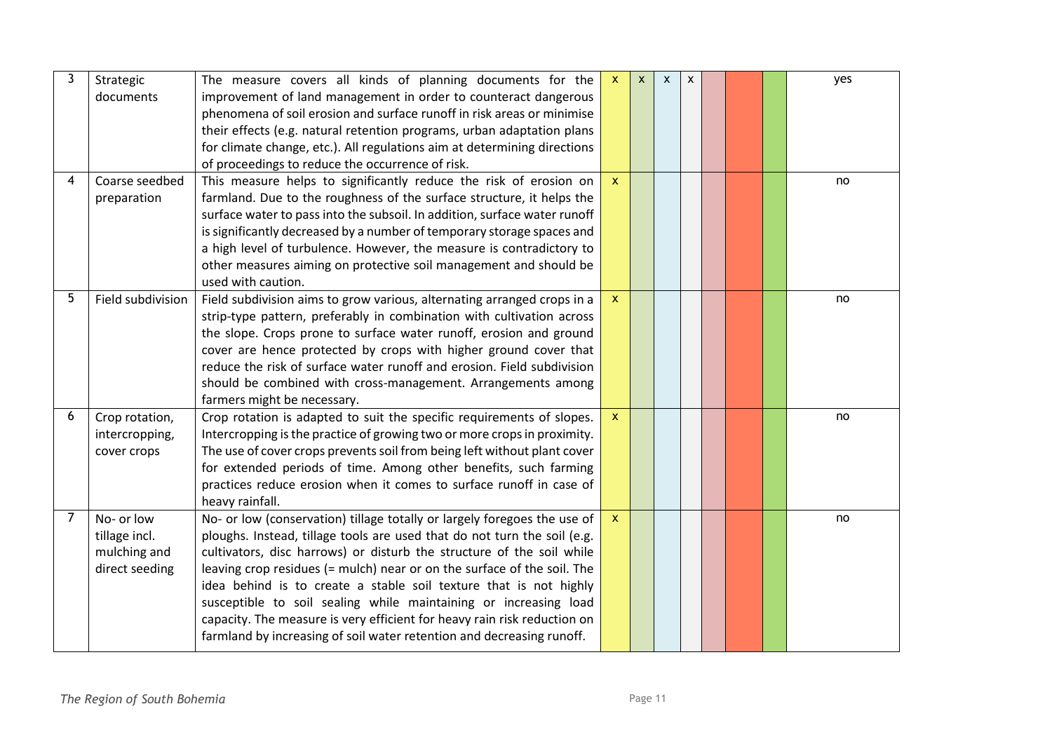| 3 | Strategic documents | The measure covers all kinds of planning documents for the improvement of land management in order to counteract dangerous phenomena of soil erosion and surface runoff in risk areas or minimise their effects (e.g. natural retention programs, urban adaptation plans for climate change, etc.). All regulations aim at determining directions of proceedings to reduce the occurrence of risk. | x | x | x | x | | | | yes |
|---|---|---|---|---|---|---|---|---|---|---|
| 4 | Coarse seedbed preparation | This measure helps to significantly reduce the risk of erosion on farmland. Due to the roughness of the surface structure, it helps the surface water to pass into the subsoil. In addition, surface water runoff is significantly decreased by a number of temporary storage spaces and a high level of turbulence. However, the measure is contradictory to other measures aiming on protective soil management and should be used with caution. | x | | | | | | | no |
| 5 | Field subdivision | Field subdivision aims to grow various, alternating arranged crops in a strip-type pattern, preferably in combination with cultivation across the slope. Crops prone to surface water runoff, erosion and ground cover are hence protected by crops with higher ground cover that reduce the risk of surface water runoff and erosion. Field subdivision should be combined with cross-management. Arrangements among farmers might be necessary. | x | | | | | | | no |
| 6 | Crop rotation, intercropping, cover crops | Crop rotation is adapted to suit the specific requirements of slopes. Intercropping is the practice of growing two or more crops in proximity. The use of cover crops prevents soil from being left without plant cover for extended periods of time. Among other benefits, such farming practices reduce erosion when it comes to surface runoff in case of heavy rainfall. | x | | | | | | | no |
| 7 | No- or low tillage incl. mulching and direct seeding | No- or low (conservation) tillage totally or largely foregoes the use of ploughs. Instead, tillage tools are used that do not turn the soil (e.g. cultivators, disc harrows) or disturb the structure of the soil while leaving crop residues (= mulch) near or on the surface of the soil. The idea behind is to create a stable soil texture that is not highly susceptible to soil sealing while maintaining or increasing load capacity. The measure is very efficient for heavy rain risk reduction on farmland by increasing of soil water retention and decreasing runoff. | x | | | | | | | no |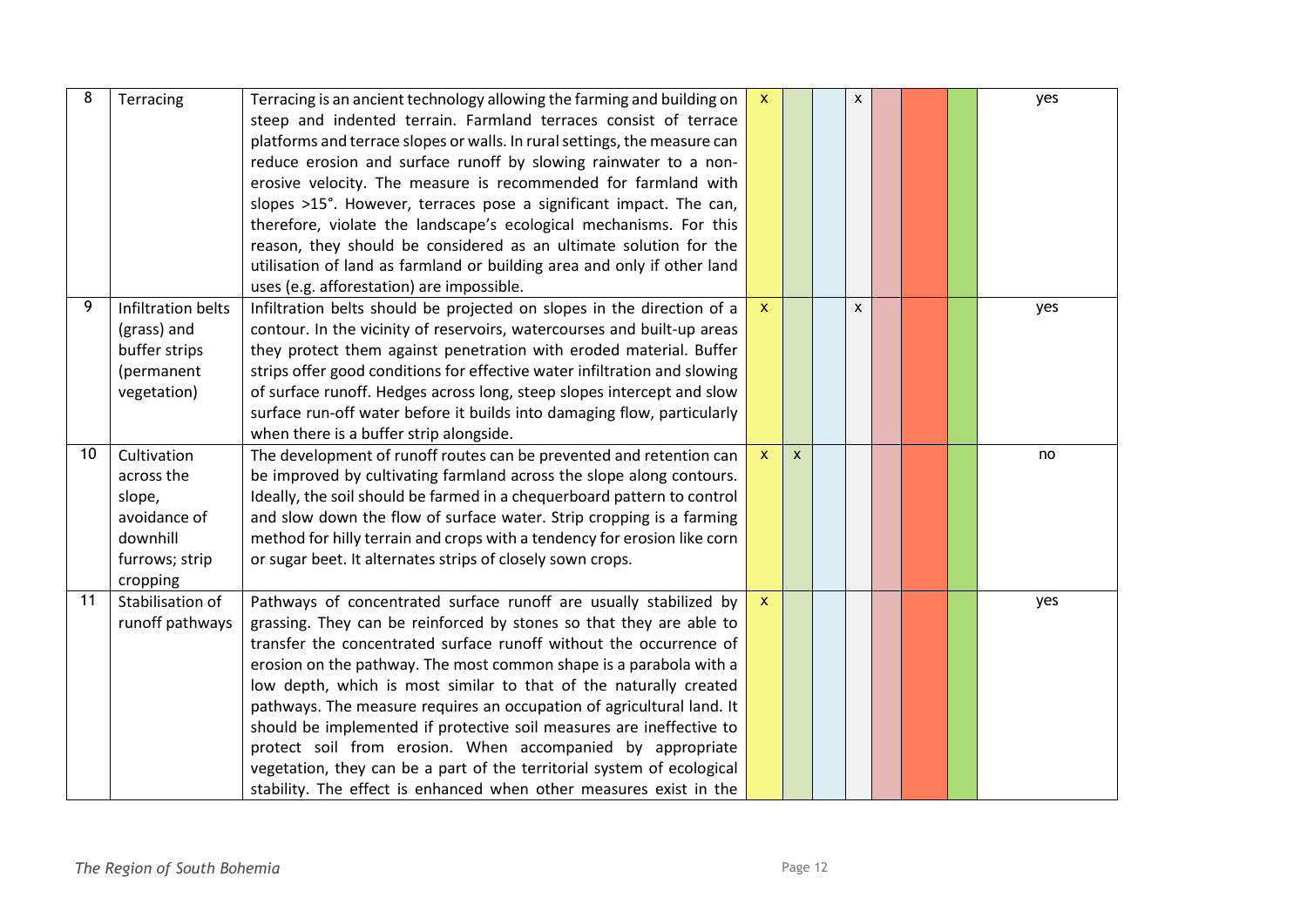| | | | | | | | | | | |
|---|---|---|---|---|---|---|---|---|---|---|
| 8 | Terracing | Terracing is an ancient technology allowing the farming and building on steep and indented terrain. Farmland terraces consist of terrace platforms and terrace slopes or walls. In rural settings, the measure can reduce erosion and surface runoff by slowing rainwater to a non-erosive velocity. The measure is recommended for farmland with slopes >15°. However, terraces pose a significant impact. The can, therefore, violate the landscape's ecological mechanisms. For this reason, they should be considered as an ultimate solution for the utilisation of land as farmland or building area and only if other land uses (e.g. afforestation) are impossible. | x | | | x | | | | yes |
| 9 | Infiltration belts (grass) and buffer strips (permanent vegetation) | Infiltration belts should be projected on slopes in the direction of a contour. In the vicinity of reservoirs, watercourses and built-up areas they protect them against penetration with eroded material. Buffer strips offer good conditions for effective water infiltration and slowing of surface runoff. Hedges across long, steep slopes intercept and slow surface run-off water before it builds into damaging flow, particularly when there is a buffer strip alongside. | x | | | x | | | | yes |
| 10 | Cultivation across the slope, avoidance of downhill furrows; strip cropping | The development of runoff routes can be prevented and retention can be improved by cultivating farmland across the slope along contours. Ideally, the soil should be farmed in a chequerboard pattern to control and slow down the flow of surface water. Strip cropping is a farming method for hilly terrain and crops with a tendency for erosion like corn or sugar beet. It alternates strips of closely sown crops. | x | x | | | | | | no |
| 11 | Stabilisation of runoff pathways | Pathways of concentrated surface runoff are usually stabilized by grassing. They can be reinforced by stones so that they are able to transfer the concentrated surface runoff without the occurrence of erosion on the pathway. The most common shape is a parabola with a low depth, which is most similar to that of the naturally created pathways. The measure requires an occupation of agricultural land. It should be implemented if protective soil measures are ineffective to protect soil from erosion. When accompanied by appropriate vegetation, they can be a part of the territorial system of ecological stability. The effect is enhanced when other measures exist in the | x | | | | | | | yes |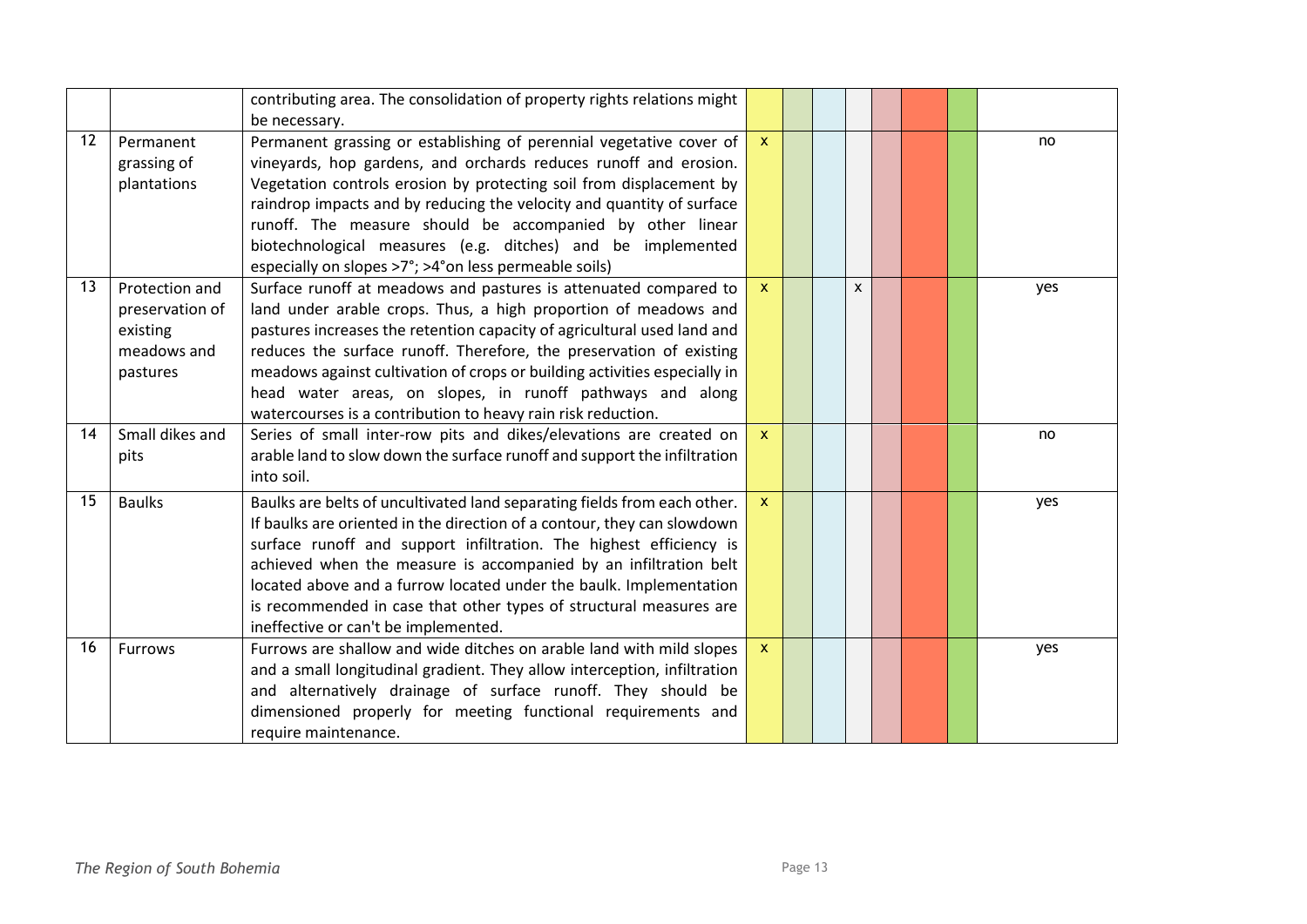| | | | | | | | | | | |
|---|---|---|---|---|---|---|---|---|---|---|
| | | contributing area. The consolidation of property rights relations might be necessary. | | | | | | | | |
| 12 | Permanent grassing of plantations | Permanent grassing or establishing of perennial vegetative cover of vineyards, hop gardens, and orchards reduces runoff and erosion. Vegetation controls erosion by protecting soil from displacement by raindrop impacts and by reducing the velocity and quantity of surface runoff. The measure should be accompanied by other linear biotechnological measures (e.g. ditches) and be implemented especially on slopes >7°; >4°on less permeable soils) | x | | | | | | | no |
| 13 | Protection and preservation of existing meadows and pastures | Surface runoff at meadows and pastures is attenuated compared to land under arable crops. Thus, a high proportion of meadows and pastures increases the retention capacity of agricultural used land and reduces the surface runoff. Therefore, the preservation of existing meadows against cultivation of crops or building activities especially in head water areas, on slopes, in runoff pathways and along watercourses is a contribution to heavy rain risk reduction. | x | | | x | | | | yes |
| 14 | Small dikes and pits | Series of small inter-row pits and dikes/elevations are created on arable land to slow down the surface runoff and support the infiltration into soil. | x | | | | | | | no |
| 15 | Baulks | Baulks are belts of uncultivated land separating fields from each other. If baulks are oriented in the direction of a contour, they can slowdown surface runoff and support infiltration. The highest efficiency is achieved when the measure is accompanied by an infiltration belt located above and a furrow located under the baulk. Implementation is recommended in case that other types of structural measures are ineffective or can't be implemented. | x | | | | | | | yes |
| 16 | Furrows | Furrows are shallow and wide ditches on arable land with mild slopes and a small longitudinal gradient. They allow interception, infiltration and alternatively drainage of surface runoff. They should be dimensioned properly for meeting functional requirements and require maintenance. | x | | | | | | | yes |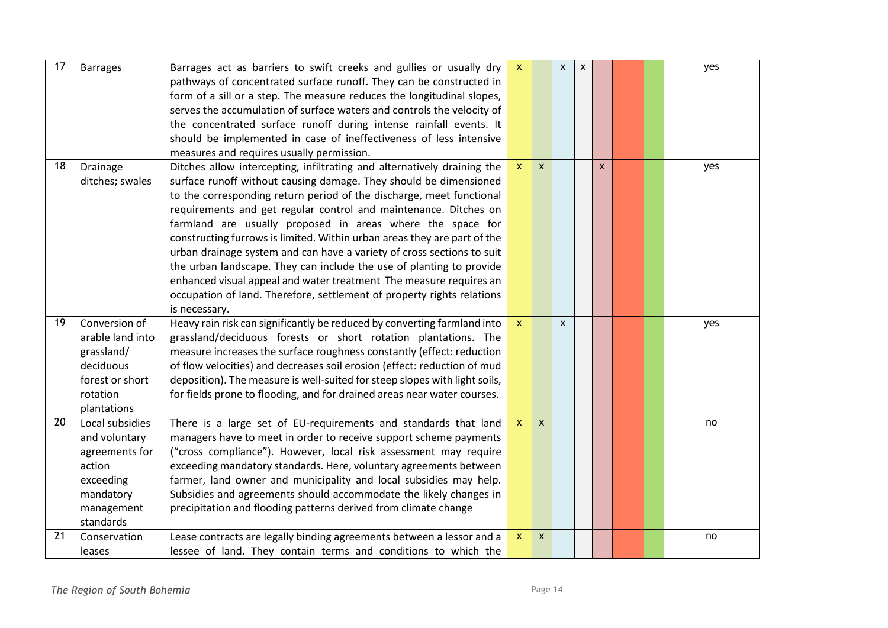| | | | | | | | | | | |
|---|---|---|---|---|---|---|---|---|---|---|
| 17 | Barrages | Barrages act as barriers to swift creeks and gullies or usually dry pathways of concentrated surface runoff. They can be constructed in form of a sill or a step. The measure reduces the longitudinal slopes, serves the accumulation of surface waters and controls the velocity of the concentrated surface runoff during intense rainfall events. It should be implemented in case of ineffectiveness of less intensive measures and requires usually permission. | x | | x | x | | | | yes |
| 18 | Drainage ditches; swales | Ditches allow intercepting, infiltrating and alternatively draining the surface runoff without causing damage. They should be dimensioned to the corresponding return period of the discharge, meet functional requirements and get regular control and maintenance. Ditches on farmland are usually proposed in areas where the space for constructing furrows is limited. Within urban areas they are part of the urban drainage system and can have a variety of cross sections to suit the urban landscape. They can include the use of planting to provide enhanced visual appeal and water treatment The measure requires an occupation of land. Therefore, settlement of property rights relations is necessary. | x | x | | | x | | | yes |
| 19 | Conversion of arable land into grassland/ deciduous forest or short rotation plantations | Heavy rain risk can significantly be reduced by converting farmland into grassland/deciduous forests or short rotation plantations. The measure increases the surface roughness constantly (effect: reduction of flow velocities) and decreases soil erosion (effect: reduction of mud deposition). The measure is well-suited for steep slopes with light soils, for fields prone to flooding, and for drained areas near water courses. | x | | x | | | | | yes |
| 20 | Local subsidies and voluntary agreements for action exceeding mandatory management standards | There is a large set of EU-requirements and standards that land managers have to meet in order to receive support scheme payments ("cross compliance"). However, local risk assessment may require exceeding mandatory standards. Here, voluntary agreements between farmer, land owner and municipality and local subsidies may help. Subsidies and agreements should accommodate the likely changes in precipitation and flooding patterns derived from climate change | x | x | | | | | | no |
| 21 | Conservation leases | Lease contracts are legally binding agreements between a lessor and a lessee of land. They contain terms and conditions to which the | x | x | | | | | | no |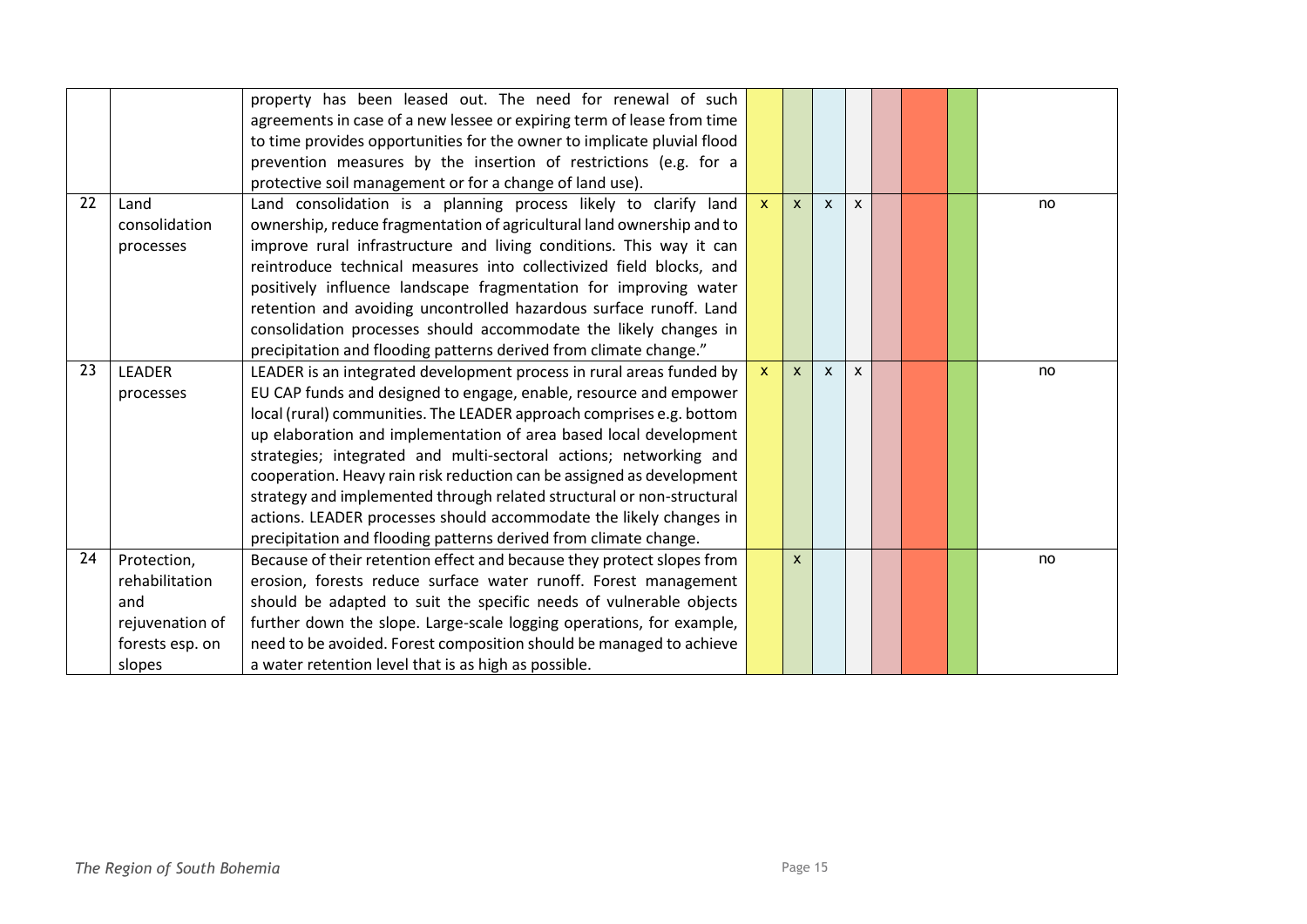| | | | | | | | | | | |
|---|---|---|---|---|---|---|---|---|---|---|
| | | property has been leased out. The need for renewal of such agreements in case of a new lessee or expiring term of lease from time to time provides opportunities for the owner to implicate pluvial flood prevention measures by the insertion of restrictions (e.g. for a protective soil management or for a change of land use). | | | | | | | | |
| 22 | Land consolidation processes | Land consolidation is a planning process likely to clarify land ownership, reduce fragmentation of agricultural land ownership and to improve rural infrastructure and living conditions. This way it can reintroduce technical measures into collectivized field blocks, and positively influence landscape fragmentation for improving water retention and avoiding uncontrolled hazardous surface runoff. Land consolidation processes should accommodate the likely changes in precipitation and flooding patterns derived from climate change." | x | x | x | x | | | | no |
| 23 | LEADER processes | LEADER is an integrated development process in rural areas funded by EU CAP funds and designed to engage, enable, resource and empower local (rural) communities. The LEADER approach comprises e.g. bottom up elaboration and implementation of area based local development strategies; integrated and multi-sectoral actions; networking and cooperation. Heavy rain risk reduction can be assigned as development strategy and implemented through related structural or non-structural actions. LEADER processes should accommodate the likely changes in precipitation and flooding patterns derived from climate change. | x | x | x | x | | | | no |
| 24 | Protection, rehabilitation and rejuvenation of forests esp. on slopes | Because of their retention effect and because they protect slopes from erosion, forests reduce surface water runoff. Forest management should be adapted to suit the specific needs of vulnerable objects further down the slope. Large-scale logging operations, for example, need to be avoided. Forest composition should be managed to achieve a water retention level that is as high as possible. | | x | | | | | | no |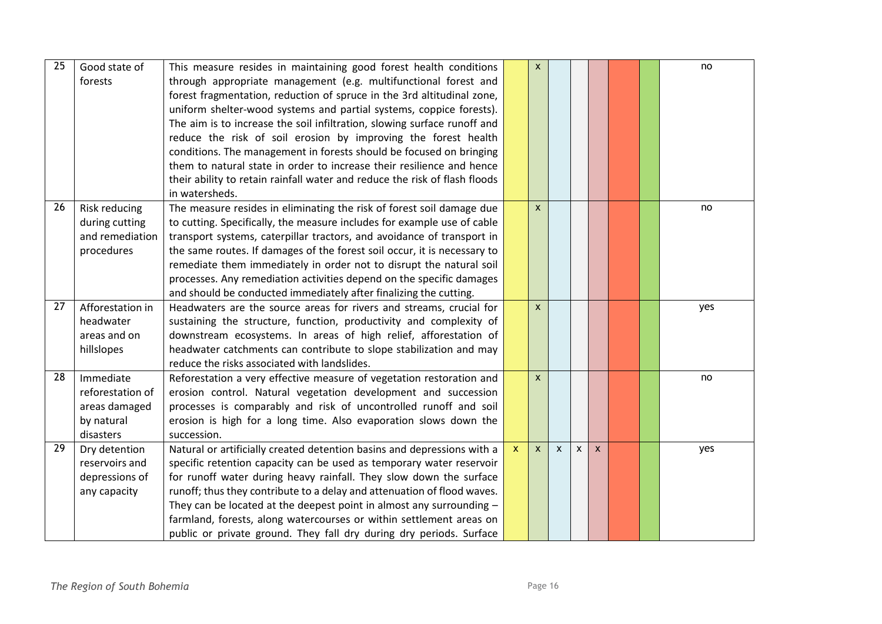| 25 | Good state of forests | This measure resides in maintaining good forest health conditions through appropriate management (e.g. multifunctional forest and forest fragmentation, reduction of spruce in the 3rd altitudinal zone, uniform shelter-wood systems and partial systems, coppice forests). The aim is to increase the soil infiltration, slowing surface runoff and reduce the risk of soil erosion by improving the forest health conditions. The management in forests should be focused on bringing them to natural state in order to increase their resilience and hence their ability to retain rainfall water and reduce the risk of flash floods in watersheds. | | x | | | | | | no |
|---|---|---|---|---|---|---|---|---|---|---|
| 26 | Risk reducing during cutting and remediation procedures | The measure resides in eliminating the risk of forest soil damage due to cutting. Specifically, the measure includes for example use of cable transport systems, caterpillar tractors, and avoidance of transport in the same routes. If damages of the forest soil occur, it is necessary to remediate them immediately in order not to disrupt the natural soil processes. Any remediation activities depend on the specific damages and should be conducted immediately after finalizing the cutting. | | x | | | | | | no |
| 27 | Afforestation in headwater areas and on hillslopes | Headwaters are the source areas for rivers and streams, crucial for sustaining the structure, function, productivity and complexity of downstream ecosystems. In areas of high relief, afforestation of headwater catchments can contribute to slope stabilization and may reduce the risks associated with landslides. | | x | | | | | | yes |
| 28 | Immediate reforestation of areas damaged by natural disasters | Reforestation a very effective measure of vegetation restoration and erosion control. Natural vegetation development and succession processes is comparably and risk of uncontrolled runoff and soil erosion is high for a long time. Also evaporation slows down the succession. | | x | | | | | | no |
| 29 | Dry detention reservoirs and depressions of any capacity | Natural or artificially created detention basins and depressions with a specific retention capacity can be used as temporary water reservoir for runoff water during heavy rainfall. They slow down the surface runoff; thus they contribute to a delay and attenuation of flood waves. They can be located at the deepest point in almost any surrounding – farmland, forests, along watercourses or within settlement areas on public or private ground. They fall dry during dry periods. Surface | x | x | x | x | x | | | yes |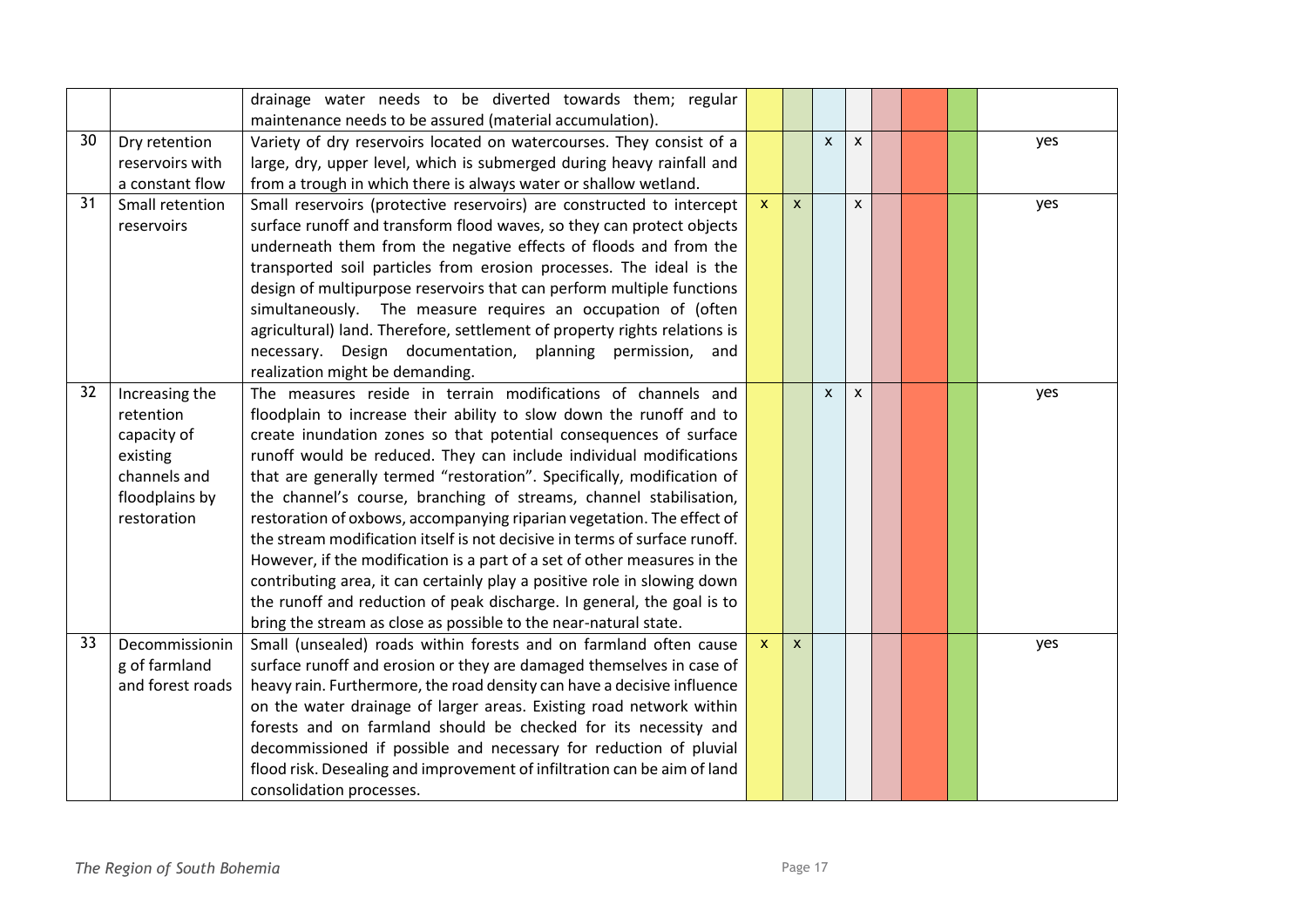| | | | | | | | | | | |
|---|---|---|---|---|---|---|---|---|---|---|
| | | drainage water needs to be diverted towards them; regular maintenance needs to be assured (material accumulation). | | | | | | | | |
| 30 | Dry retention reservoirs with a constant flow | Variety of dry reservoirs located on watercourses. They consist of a large, dry, upper level, which is submerged during heavy rainfall and from a trough in which there is always water or shallow wetland. | | | x | x | | | | yes |
| 31 | Small retention reservoirs | Small reservoirs (protective reservoirs) are constructed to intercept surface runoff and transform flood waves, so they can protect objects underneath them from the negative effects of floods and from the transported soil particles from erosion processes. The ideal is the design of multipurpose reservoirs that can perform multiple functions simultaneously. The measure requires an occupation of (often agricultural) land. Therefore, settlement of property rights relations is necessary. Design documentation, planning permission, and realization might be demanding. | x | x | | x | | | | yes |
| 32 | Increasing the retention capacity of existing channels and floodplains by restoration | The measures reside in terrain modifications of channels and floodplain to increase their ability to slow down the runoff and to create inundation zones so that potential consequences of surface runoff would be reduced. They can include individual modifications that are generally termed "restoration". Specifically, modification of the channel's course, branching of streams, channel stabilisation, restoration of oxbows, accompanying riparian vegetation. The effect of the stream modification itself is not decisive in terms of surface runoff. However, if the modification is a part of a set of other measures in the contributing area, it can certainly play a positive role in slowing down the runoff and reduction of peak discharge. In general, the goal is to bring the stream as close as possible to the near-natural state. | | | x | x | | | | yes |
| 33 | Decommissioning of farmland and forest roads | Small (unsealed) roads within forests and on farmland often cause surface runoff and erosion or they are damaged themselves in case of heavy rain. Furthermore, the road density can have a decisive influence on the water drainage of larger areas. Existing road network within forests and on farmland should be checked for its necessity and decommissioned if possible and necessary for reduction of pluvial flood risk. Desealing and improvement of infiltration can be aim of land consolidation processes. | x | x | | | | | | yes |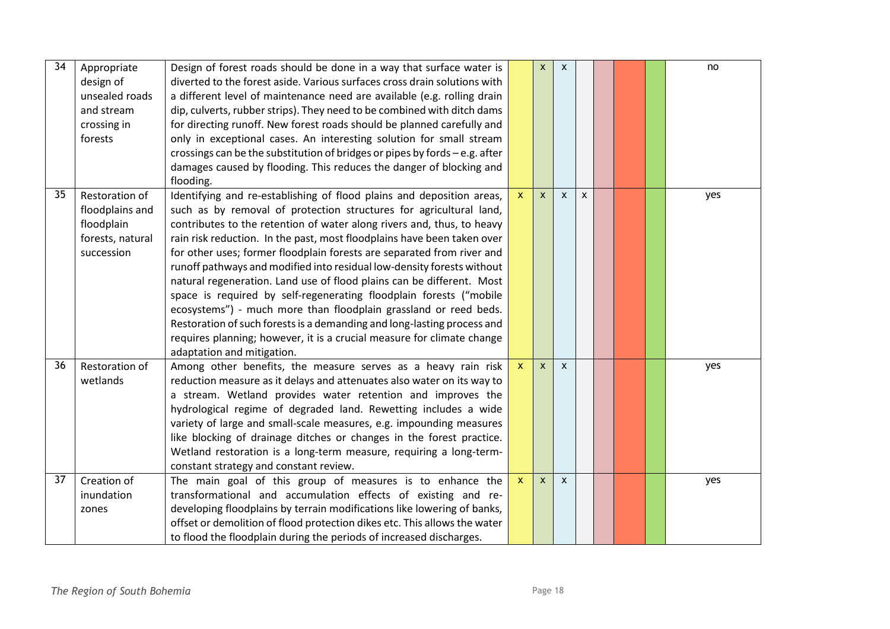| | | | | | | | | | | |
|---|---|---|---|---|---|---|---|---|---|---|
| 34 | Appropriate design of unsealed roads and stream crossing in forests | Design of forest roads should be done in a way that surface water is diverted to the forest aside. Various surfaces cross drain solutions with a different level of maintenance need are available (e.g. rolling drain dip, culverts, rubber strips). They need to be combined with ditch dams for directing runoff. New forest roads should be planned carefully and only in exceptional cases. An interesting solution for small stream crossings can be the substitution of bridges or pipes by fords – e.g. after damages caused by flooding. This reduces the danger of blocking and flooding. | | x | x | | | | | no |
| 35 | Restoration of floodplains and floodplain forests, natural succession | Identifying and re-establishing of flood plains and deposition areas, such as by removal of protection structures for agricultural land, contributes to the retention of water along rivers and, thus, to heavy rain risk reduction. In the past, most floodplains have been taken over for other uses; former floodplain forests are separated from river and runoff pathways and modified into residual low-density forests without natural regeneration. Land use of flood plains can be different. Most space is required by self-regenerating floodplain forests ("mobile ecosystems") - much more than floodplain grassland or reed beds. Restoration of such forests is a demanding and long-lasting process and requires planning; however, it is a crucial measure for climate change adaptation and mitigation. | x | x | x | x | | | | yes |
| 36 | Restoration of wetlands | Among other benefits, the measure serves as a heavy rain risk reduction measure as it delays and attenuates also water on its way to a stream. Wetland provides water retention and improves the hydrological regime of degraded land. Rewetting includes a wide variety of large and small-scale measures, e.g. impounding measures like blocking of drainage ditches or changes in the forest practice. Wetland restoration is a long-term measure, requiring a long-term-constant strategy and constant review. | x | x | x | | | | | yes |
| 37 | Creation of inundation zones | The main goal of this group of measures is to enhance the transformational and accumulation effects of existing and re-developing floodplains by terrain modifications like lowering of banks, offset or demolition of flood protection dikes etc. This allows the water to flood the floodplain during the periods of increased discharges. | x | x | x | | | | | yes |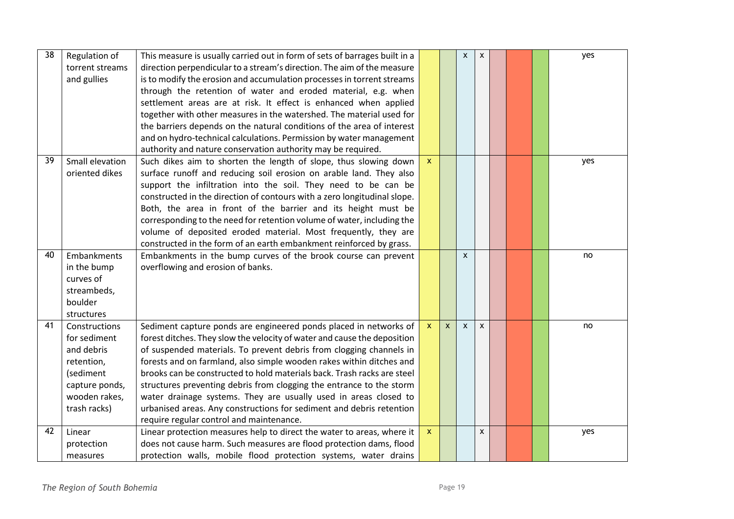| 38 | Regulation of torrent streams and gullies | This measure is usually carried out in form of sets of barrages built in a direction perpendicular to a stream's direction. The aim of the measure is to modify the erosion and accumulation processes in torrent streams through the retention of water and eroded material, e.g. when settlement areas are at risk. It effect is enhanced when applied together with other measures in the watershed. The material used for the barriers depends on the natural conditions of the area of interest and on hydro-technical calculations. Permission by water management authority and nature conservation authority may be required. | | | x | x | | | | yes |
|---|---|---|---|---|---|---|---|---|---|---|
| 39 | Small elevation oriented dikes | Such dikes aim to shorten the length of slope, thus slowing down surface runoff and reducing soil erosion on arable land. They also support the infiltration into the soil. They need to be can be constructed in the direction of contours with a zero longitudinal slope. Both, the area in front of the barrier and its height must be corresponding to the need for retention volume of water, including the volume of deposited eroded material. Most frequently, they are constructed in the form of an earth embankment reinforced by grass. | x | | | | | | | yes |
| 40 | Embankments in the bump curves of streambeds, boulder structures | Embankments in the bump curves of the brook course can prevent overflowing and erosion of banks. | | | x | | | | | no |
| 41 | Constructions for sediment and debris retention, (sediment capture ponds, wooden rakes, trash racks) | Sediment capture ponds are engineered ponds placed in networks of forest ditches. They slow the velocity of water and cause the deposition of suspended materials. To prevent debris from clogging channels in forests and on farmland, also simple wooden rakes within ditches and brooks can be constructed to hold materials back. Trash racks are steel structures preventing debris from clogging the entrance to the storm water drainage systems. They are usually used in areas closed to urbanised areas. Any constructions for sediment and debris retention require regular control and maintenance. | x | x | x | x | | | | no |
| 42 | Linear protection measures | Linear protection measures help to direct the water to areas, where it does not cause harm. Such measures are flood protection dams, flood protection walls, mobile flood protection systems, water drains | x | | | x | | | | yes |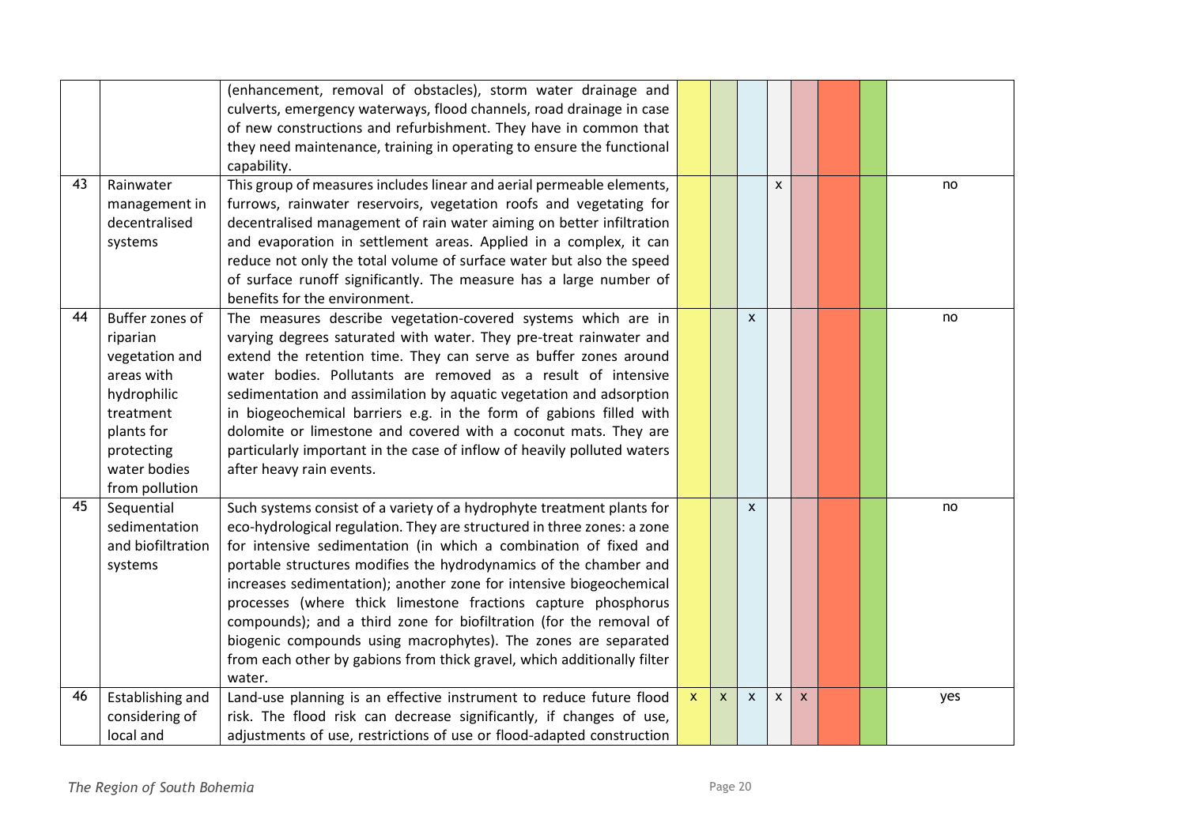| | | | | | | | | | | |
|---|---|---|---|---|---|---|---|---|---|---|
| | | (enhancement, removal of obstacles), storm water drainage and culverts, emergency waterways, flood channels, road drainage in case of new constructions and refurbishment. They have in common that they need maintenance, training in operating to ensure the functional capability. | | | | | | | | |
| 43 | Rainwater management in decentralised systems | This group of measures includes linear and aerial permeable elements, furrows, rainwater reservoirs, vegetation roofs and vegetating for decentralised management of rain water aiming on better infiltration and evaporation in settlement areas. Applied in a complex, it can reduce not only the total volume of surface water but also the speed of surface runoff significantly. The measure has a large number of benefits for the environment. | | | | x | | | | no |
| 44 | Buffer zones of riparian vegetation and areas with hydrophilic treatment plants for protecting water bodies from pollution | The measures describe vegetation-covered systems which are in varying degrees saturated with water. They pre-treat rainwater and extend the retention time. They can serve as buffer zones around water bodies. Pollutants are removed as a result of intensive sedimentation and assimilation by aquatic vegetation and adsorption in biogeochemical barriers e.g. in the form of gabions filled with dolomite or limestone and covered with a coconut mats. They are particularly important in the case of inflow of heavily polluted waters after heavy rain events. | | | x | | | | | no |
| 45 | Sequential sedimentation and biofiltration systems | Such systems consist of a variety of a hydrophyte treatment plants for eco-hydrological regulation. They are structured in three zones: a zone for intensive sedimentation (in which a combination of fixed and portable structures modifies the hydrodynamics of the chamber and increases sedimentation); another zone for intensive biogeochemical processes (where thick limestone fractions capture phosphorus compounds); and a third zone for biofiltration (for the removal of biogenic compounds using macrophytes). The zones are separated from each other by gabions from thick gravel, which additionally filter water. | | | x | | | | | no |
| 46 | Establishing and considering of local and | Land-use planning is an effective instrument to reduce future flood risk. The flood risk can decrease significantly, if changes of use, adjustments of use, restrictions of use or flood-adapted construction | x | x | x | x | x | | | yes |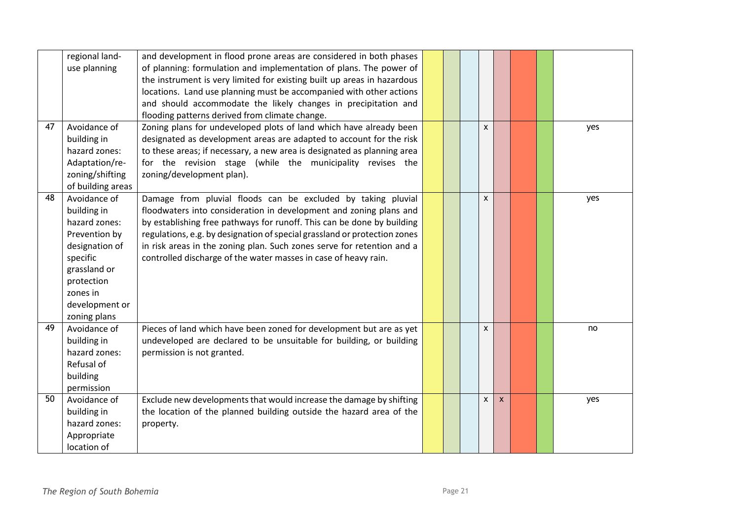| | | | | | | | | | | |
|---|---|---|---|---|---|---|---|---|---|---|
| | regional land-use planning | and development in flood prone areas are considered in both phases of planning: formulation and implementation of plans. The power of the instrument is very limited for existing built up areas in hazardous locations. Land use planning must be accompanied with other actions and should accommodate the likely changes in precipitation and flooding patterns derived from climate change. | | | | | | | | |
| 47 | Avoidance of building in hazard zones: Adaptation/re-zoning/shifting of building areas | Zoning plans for undeveloped plots of land which have already been designated as development areas are adapted to account for the risk to these areas; if necessary, a new area is designated as planning area for the revision stage (while the municipality revises the zoning/development plan). | | | | x | | | | yes |
| 48 | Avoidance of building in hazard zones: Prevention by designation of specific grassland or protection zones in development or zoning plans | Damage from pluvial floods can be excluded by taking pluvial floodwaters into consideration in development and zoning plans and by establishing free pathways for runoff. This can be done by building regulations, e.g. by designation of special grassland or protection zones in risk areas in the zoning plan. Such zones serve for retention and a controlled discharge of the water masses in case of heavy rain. | | | | x | | | | yes |
| 49 | Avoidance of building in hazard zones: Refusal of building permission | Pieces of land which have been zoned for development but are as yet undeveloped are declared to be unsuitable for building, or building permission is not granted. | | | | x | | | | no |
| 50 | Avoidance of building in hazard zones: Appropriate location of | Exclude new developments that would increase the damage by shifting the location of the planned building outside the hazard area of the property. | | | | x | x | | | yes |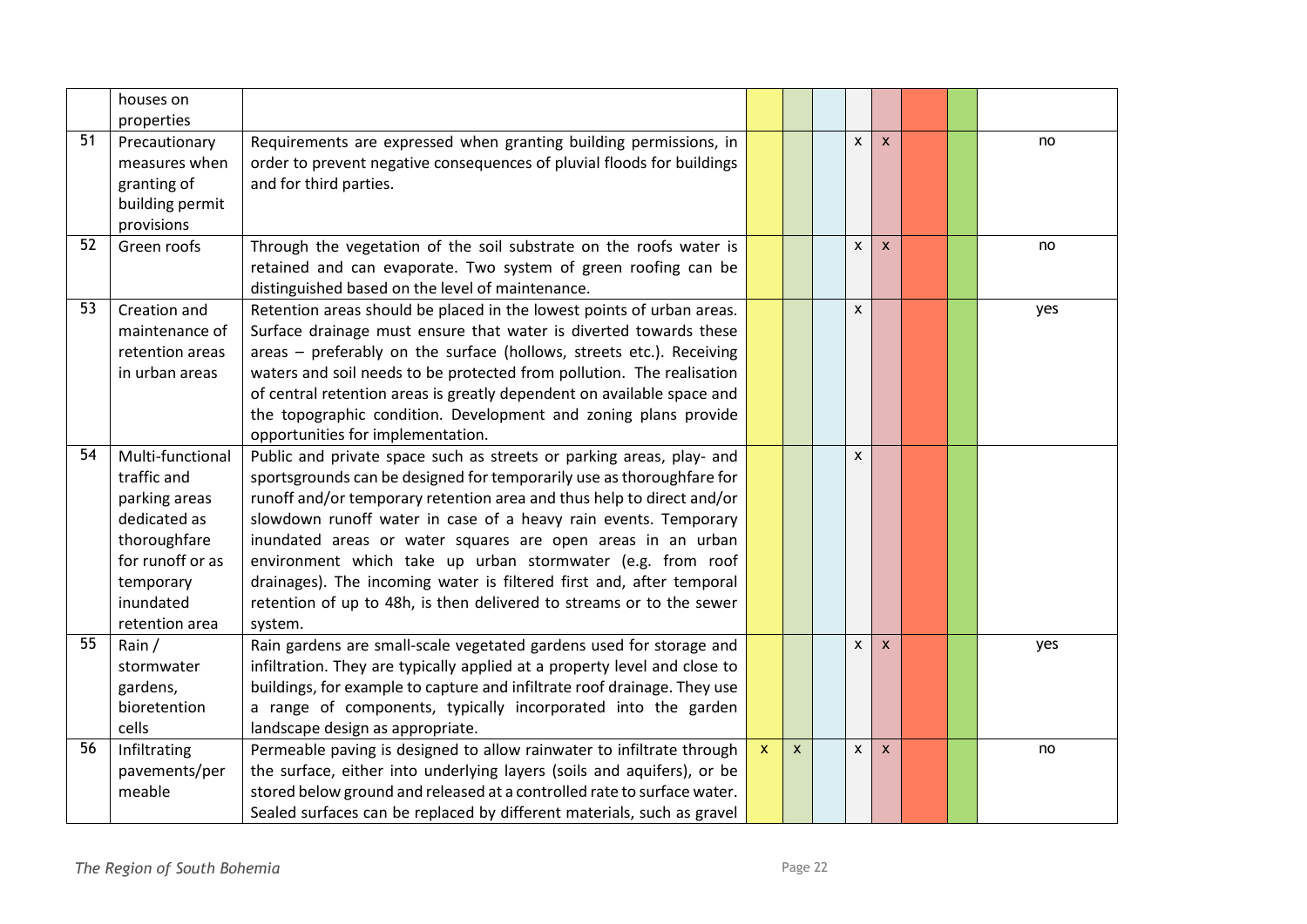|  |  |  |  |  |  |  |  |  |  |  |
|---|---|---|---|---|---|---|---|---|---|---|
|  | houses on properties |  |  |  |  |  |  |  |  |  |
| 51 | Precautionary measures when granting of building permit provisions | Requirements are expressed when granting building permissions, in order to prevent negative consequences of pluvial floods for buildings and for third parties. |  |  |  | x | x |  |  | no |
| 52 | Green roofs | Through the vegetation of the soil substrate on the roofs water is retained and can evaporate. Two system of green roofing can be distinguished based on the level of maintenance. |  |  |  | x | x |  |  | no |
| 53 | Creation and maintenance of retention areas in urban areas | Retention areas should be placed in the lowest points of urban areas. Surface drainage must ensure that water is diverted towards these areas – preferably on the surface (hollows, streets etc.). Receiving waters and soil needs to be protected from pollution. The realisation of central retention areas is greatly dependent on available space and the topographic condition. Development and zoning plans provide opportunities for implementation. |  |  |  | x |  |  |  | yes |
| 54 | Multi-functional traffic and parking areas dedicated as thoroughfare for runoff or as temporary inundated retention area | Public and private space such as streets or parking areas, play- and sportsgrounds can be designed for temporarily use as thoroughfare for runoff and/or temporary retention area and thus help to direct and/or slowdown runoff water in case of a heavy rain events. Temporary inundated areas or water squares are open areas in an urban environment which take up urban stormwater (e.g. from roof drainages). The incoming water is filtered first and, after temporal retention of up to 48h, is then delivered to streams or to the sewer system. |  |  |  | x |  |  |  |  |
| 55 | Rain / stormwater gardens, bioretention cells | Rain gardens are small-scale vegetated gardens used for storage and infiltration. They are typically applied at a property level and close to buildings, for example to capture and infiltrate roof drainage. They use a range of components, typically incorporated into the garden landscape design as appropriate. |  |  |  | x | x |  |  | yes |
| 56 | Infiltrating pavements/permeable | Permeable paving is designed to allow rainwater to infiltrate through the surface, either into underlying layers (soils and aquifers), or be stored below ground and released at a controlled rate to surface water. Sealed surfaces can be replaced by different materials, such as gravel | x | x |  | x | x |  |  | no |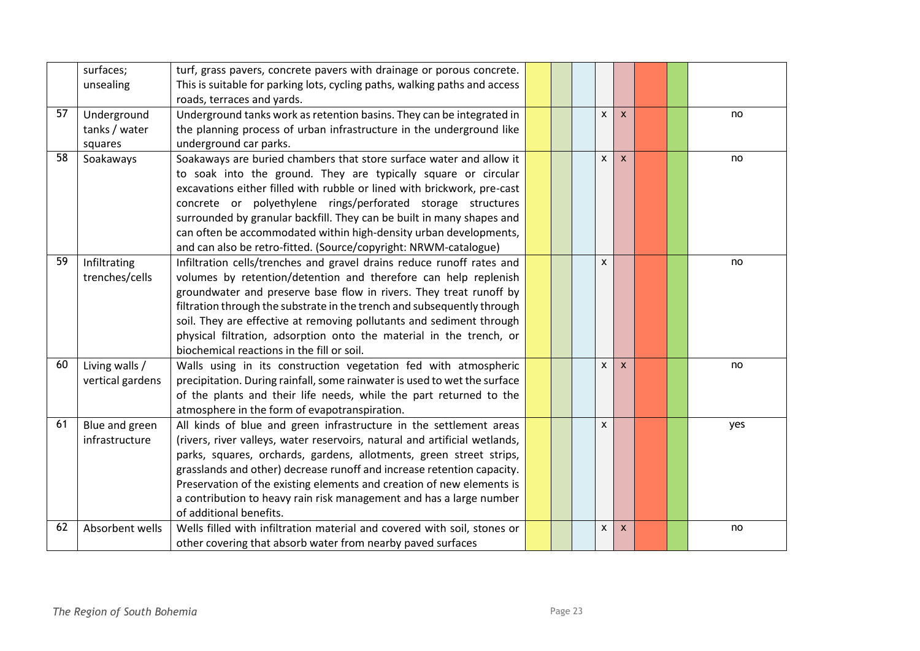| | | | | | | | | | | |
|---|---|---|---|---|---|---|---|---|---|---|
| | surfaces; unsealing | turf, grass pavers, concrete pavers with drainage or porous concrete. This is suitable for parking lots, cycling paths, walking paths and access roads, terraces and yards. | | | | | | | | |
| 57 | Underground tanks / water squares | Underground tanks work as retention basins. They can be integrated in the planning process of urban infrastructure in the underground like underground car parks. | | | | x | x | | | no |
| 58 | Soakaways | Soakaways are buried chambers that store surface water and allow it to soak into the ground. They are typically square or circular excavations either filled with rubble or lined with brickwork, pre-cast concrete or polyethylene rings/perforated storage structures surrounded by granular backfill. They can be built in many shapes and can often be accommodated within high-density urban developments, and can also be retro-fitted. (Source/copyright: NRWM-catalogue) | | | | x | x | | | no |
| 59 | Infiltrating trenches/cells | Infiltration cells/trenches and gravel drains reduce runoff rates and volumes by retention/detention and therefore can help replenish groundwater and preserve base flow in rivers. They treat runoff by filtration through the substrate in the trench and subsequently through soil. They are effective at removing pollutants and sediment through physical filtration, adsorption onto the material in the trench, or biochemical reactions in the fill or soil. | | | | x | | | | no |
| 60 | Living walls / vertical gardens | Walls using in its construction vegetation fed with atmospheric precipitation. During rainfall, some rainwater is used to wet the surface of the plants and their life needs, while the part returned to the atmosphere in the form of evapotranspiration. | | | | x | x | | | no |
| 61 | Blue and green infrastructure | All kinds of blue and green infrastructure in the settlement areas (rivers, river valleys, water reservoirs, natural and artificial wetlands, parks, squares, orchards, gardens, allotments, green street strips, grasslands and other) decrease runoff and increase retention capacity. Preservation of the existing elements and creation of new elements is a contribution to heavy rain risk management and has a large number of additional benefits. | | | | x | | | | yes |
| 62 | Absorbent wells | Wells filled with infiltration material and covered with soil, stones or other covering that absorb water from nearby paved surfaces | | | | x | x | | | no |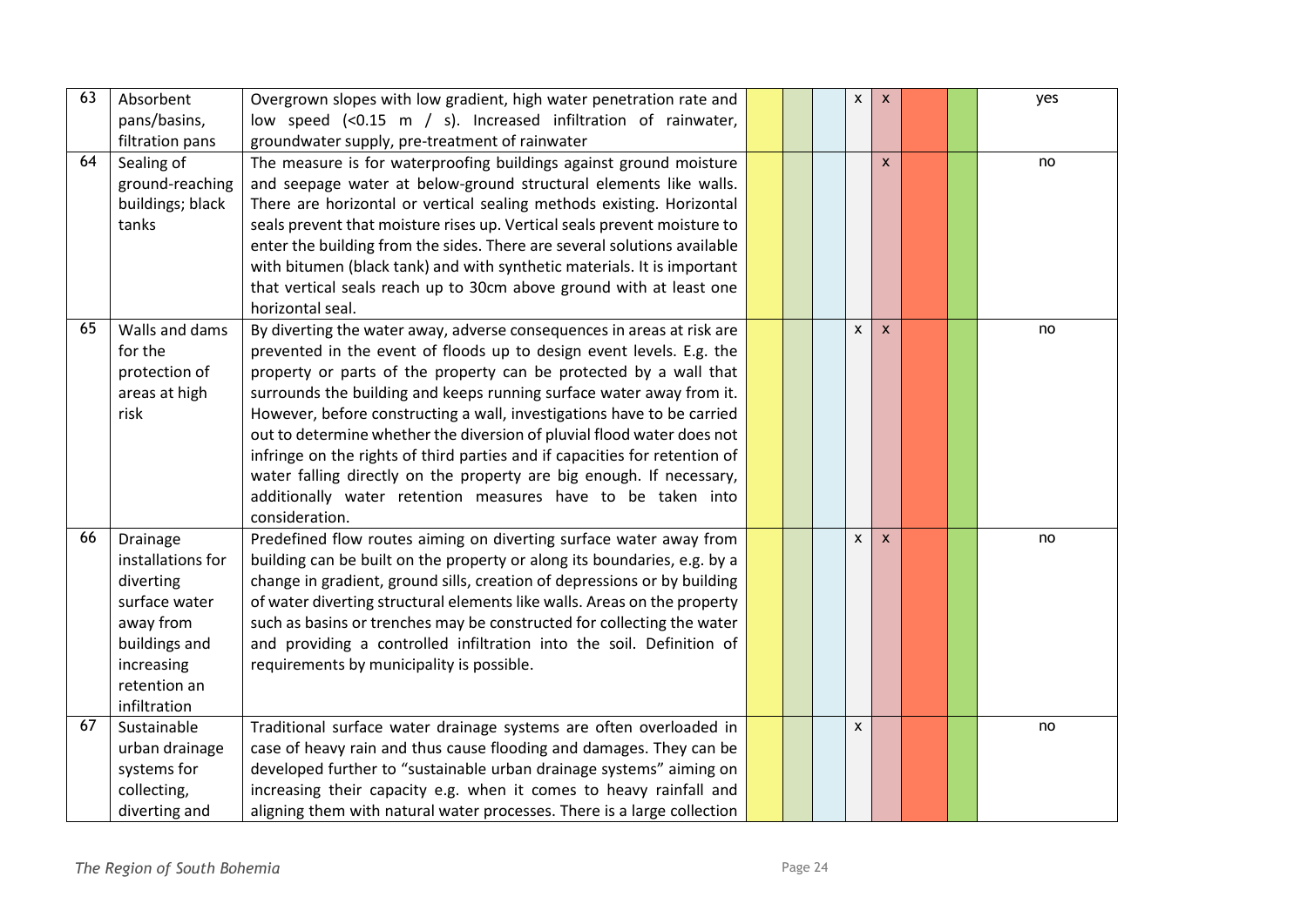| | | | | | | | | | | |
|---|---|---|---|---|---|---|---|---|---|---|
| 63 | Absorbent pans/basins, filtration pans | Overgrown slopes with low gradient, high water penetration rate and low speed (<0.15 m / s). Increased infiltration of rainwater, groundwater supply, pre-treatment of rainwater | | | | x | x | | | yes |
| 64 | Sealing of ground-reaching buildings; black tanks | The measure is for waterproofing buildings against ground moisture and seepage water at below-ground structural elements like walls. There are horizontal or vertical sealing methods existing. Horizontal seals prevent that moisture rises up. Vertical seals prevent moisture to enter the building from the sides. There are several solutions available with bitumen (black tank) and with synthetic materials. It is important that vertical seals reach up to 30cm above ground with at least one horizontal seal. | | | | | x | | | no |
| 65 | Walls and dams for the protection of areas at high risk | By diverting the water away, adverse consequences in areas at risk are prevented in the event of floods up to design event levels. E.g. the property or parts of the property can be protected by a wall that surrounds the building and keeps running surface water away from it. However, before constructing a wall, investigations have to be carried out to determine whether the diversion of pluvial flood water does not infringe on the rights of third parties and if capacities for retention of water falling directly on the property are big enough. If necessary, additionally water retention measures have to be taken into consideration. | | | | x | x | | | no |
| 66 | Drainage installations for diverting surface water away from buildings and increasing retention an infiltration | Predefined flow routes aiming on diverting surface water away from building can be built on the property or along its boundaries, e.g. by a change in gradient, ground sills, creation of depressions or by building of water diverting structural elements like walls. Areas on the property such as basins or trenches may be constructed for collecting the water and providing a controlled infiltration into the soil. Definition of requirements by municipality is possible. | | | | x | x | | | no |
| 67 | Sustainable urban drainage systems for collecting, diverting and | Traditional surface water drainage systems are often overloaded in case of heavy rain and thus cause flooding and damages. They can be developed further to "sustainable urban drainage systems" aiming on increasing their capacity e.g. when it comes to heavy rainfall and aligning them with natural water processes. There is a large collection | | | | x | | | | no |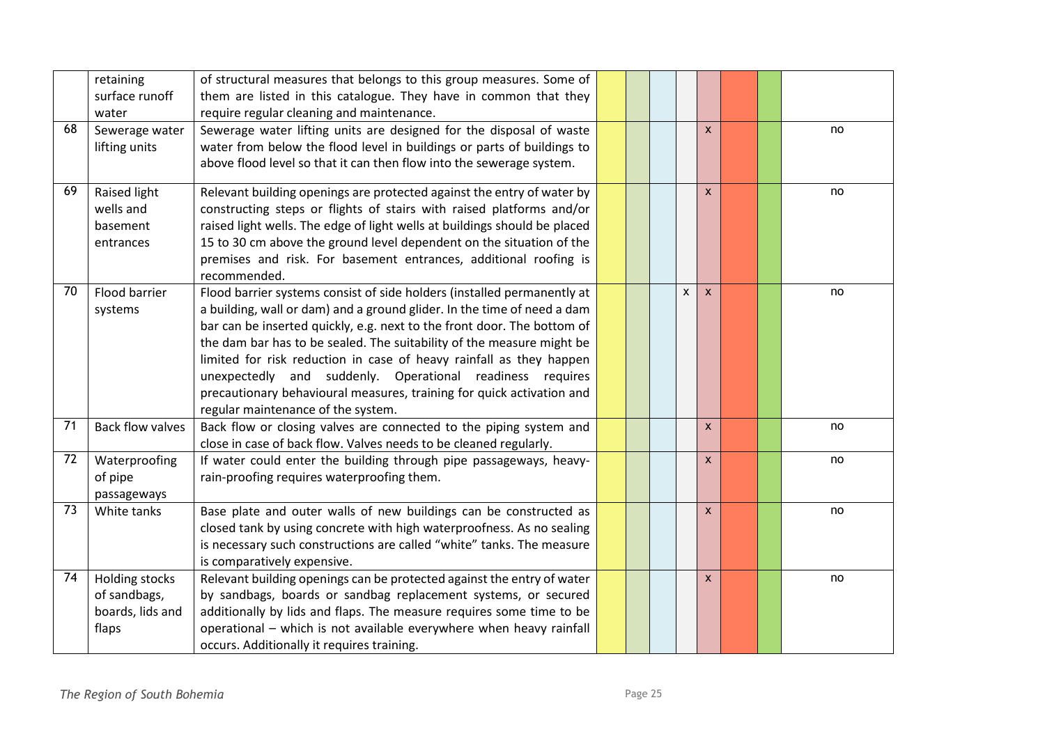| | | | | | | | | | | |
|---|---|---|---|---|---|---|---|---|---|---|
| | retaining surface runoff water | of structural measures that belongs to this group measures. Some of them are listed in this catalogue. They have in common that they require regular cleaning and maintenance. | | | | | | | | |
| 68 | Sewerage water lifting units | Sewerage water lifting units are designed for the disposal of waste water from below the flood level in buildings or parts of buildings to above flood level so that it can then flow into the sewerage system. | | | | | x | | | no |
| 69 | Raised light wells and basement entrances | Relevant building openings are protected against the entry of water by constructing steps or flights of stairs with raised platforms and/or raised light wells. The edge of light wells at buildings should be placed 15 to 30 cm above the ground level dependent on the situation of the premises and risk. For basement entrances, additional roofing is recommended. | | | | | x | | | no |
| 70 | Flood barrier systems | Flood barrier systems consist of side holders (installed permanently at a building, wall or dam) and a ground glider. In the time of need a dam bar can be inserted quickly, e.g. next to the front door. The bottom of the dam bar has to be sealed. The suitability of the measure might be limited for risk reduction in case of heavy rainfall as they happen unexpectedly and suddenly. Operational readiness requires precautionary behavioural measures, training for quick activation and regular maintenance of the system. | | | | x | x | | | no |
| 71 | Back flow valves | Back flow or closing valves are connected to the piping system and close in case of back flow. Valves needs to be cleaned regularly. | | | | | x | | | no |
| 72 | Waterproofing of pipe passageways | If water could enter the building through pipe passageways, heavy-rain-proofing requires waterproofing them. | | | | | x | | | no |
| 73 | White tanks | Base plate and outer walls of new buildings can be constructed as closed tank by using concrete with high waterproofness. As no sealing is necessary such constructions are called "white" tanks. The measure is comparatively expensive. | | | | | x | | | no |
| 74 | Holding stocks of sandbags, boards, lids and flaps | Relevant building openings can be protected against the entry of water by sandbags, boards or sandbag replacement systems, or secured additionally by lids and flaps. The measure requires some time to be operational – which is not available everywhere when heavy rainfall occurs. Additionally it requires training. | | | | | x | | | no |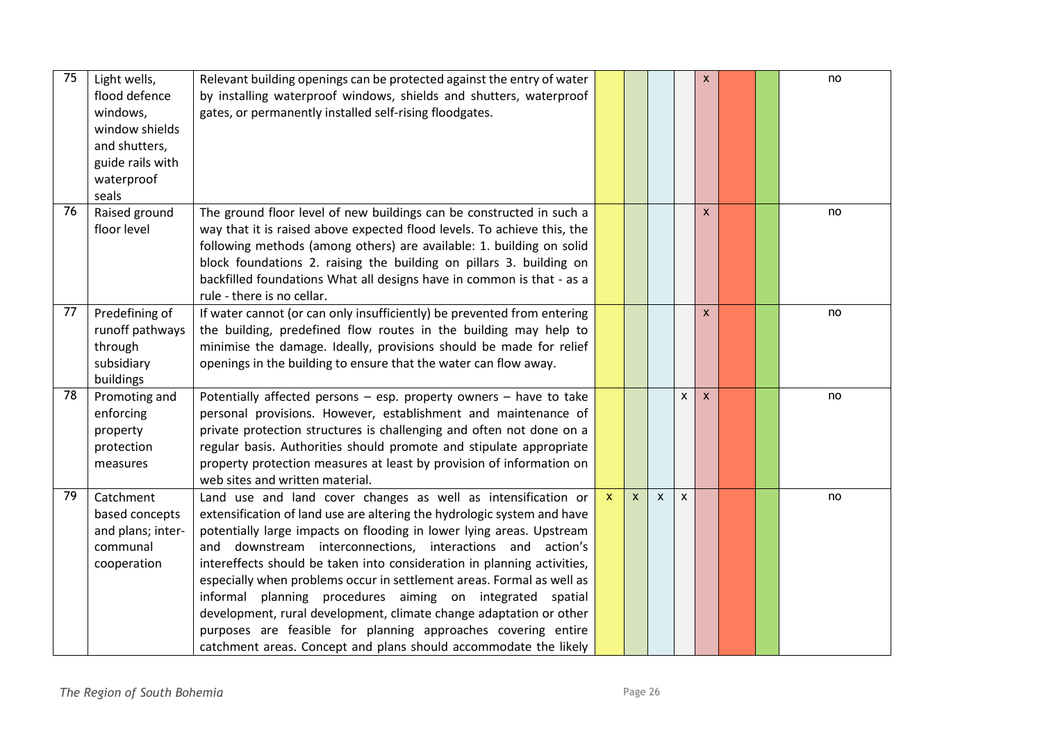| 75 | Light wells, flood defence windows, window shields and shutters, guide rails with waterproof seals | Relevant building openings can be protected against the entry of water by installing waterproof windows, shields and shutters, waterproof gates, or permanently installed self-rising floodgates. | | | | | x | | | no |
|---|---|---|---|---|---|---|---|---|---|---|
| 76 | Raised ground floor level | The ground floor level of new buildings can be constructed in such a way that it is raised above expected flood levels. To achieve this, the following methods (among others) are available: 1. building on solid block foundations 2. raising the building on pillars 3. building on backfilled foundations What all designs have in common is that - as a rule - there is no cellar. | | | | | x | | | no |
| 77 | Predefining of runoff pathways through subsidiary buildings | If water cannot (or can only insufficiently) be prevented from entering the building, predefined flow routes in the building may help to minimise the damage. Ideally, provisions should be made for relief openings in the building to ensure that the water can flow away. | | | | | x | | | no |
| 78 | Promoting and enforcing property protection measures | Potentially affected persons – esp. property owners – have to take personal provisions. However, establishment and maintenance of private protection structures is challenging and often not done on a regular basis. Authorities should promote and stipulate appropriate property protection measures at least by provision of information on web sites and written material. | | | | x | x | | | no |
| 79 | Catchment based concepts and plans; inter-communal cooperation | Land use and land cover changes as well as intensification or extensification of land use are altering the hydrologic system and have potentially large impacts on flooding in lower lying areas. Upstream and downstream interconnections, interactions and action's intereffects should be taken into consideration in planning activities, especially when problems occur in settlement areas. Formal as well as informal planning procedures aiming on integrated spatial development, rural development, climate change adaptation or other purposes are feasible for planning approaches covering entire catchment areas. Concept and plans should accommodate the likely | x | x | x | x | | | | no |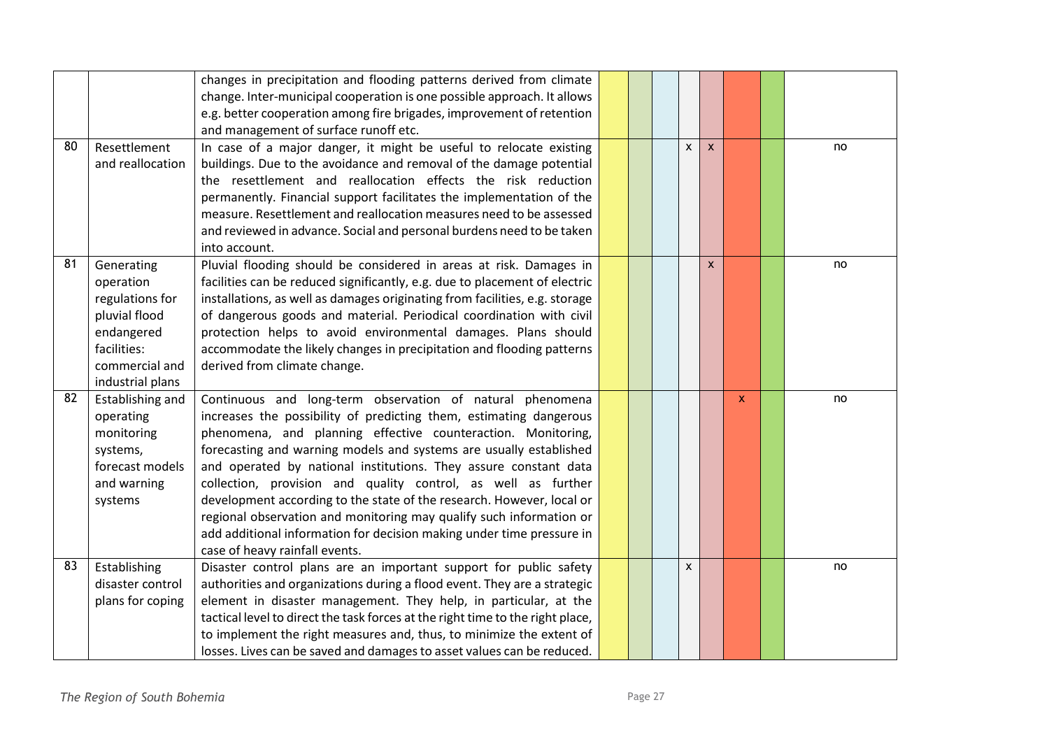| | | | | | | | | | | |
|---|---|---|---|---|---|---|---|---|---|---|
| | | changes in precipitation and flooding patterns derived from climate change. Inter-municipal cooperation is one possible approach. It allows e.g. better cooperation among fire brigades, improvement of retention and management of surface runoff etc. | | | | | | | | |
| 80 | Resettlement and reallocation | In case of a major danger, it might be useful to relocate existing buildings. Due to the avoidance and removal of the damage potential the resettlement and reallocation effects the risk reduction permanently. Financial support facilitates the implementation of the measure. Resettlement and reallocation measures need to be assessed and reviewed in advance. Social and personal burdens need to be taken into account. | | | | x | x | | | no |
| 81 | Generating operation regulations for pluvial flood endangered facilities: commercial and industrial plans | Pluvial flooding should be considered in areas at risk. Damages in facilities can be reduced significantly, e.g. due to placement of electric installations, as well as damages originating from facilities, e.g. storage of dangerous goods and material. Periodical coordination with civil protection helps to avoid environmental damages. Plans should accommodate the likely changes in precipitation and flooding patterns derived from climate change. | | | | | x | | | no |
| 82 | Establishing and operating monitoring systems, forecast models and warning systems | Continuous and long-term observation of natural phenomena increases the possibility of predicting them, estimating dangerous phenomena, and planning effective counteraction. Monitoring, forecasting and warning models and systems are usually established and operated by national institutions. They assure constant data collection, provision and quality control, as well as further development according to the state of the research. However, local or regional observation and monitoring may qualify such information or add additional information for decision making under time pressure in case of heavy rainfall events. | | | | | | x | | no |
| 83 | Establishing disaster control plans for coping | Disaster control plans are an important support for public safety authorities and organizations during a flood event. They are a strategic element in disaster management. They help, in particular, at the tactical level to direct the task forces at the right time to the right place, to implement the right measures and, thus, to minimize the extent of losses. Lives can be saved and damages to asset values can be reduced. | | | | x | | | | no |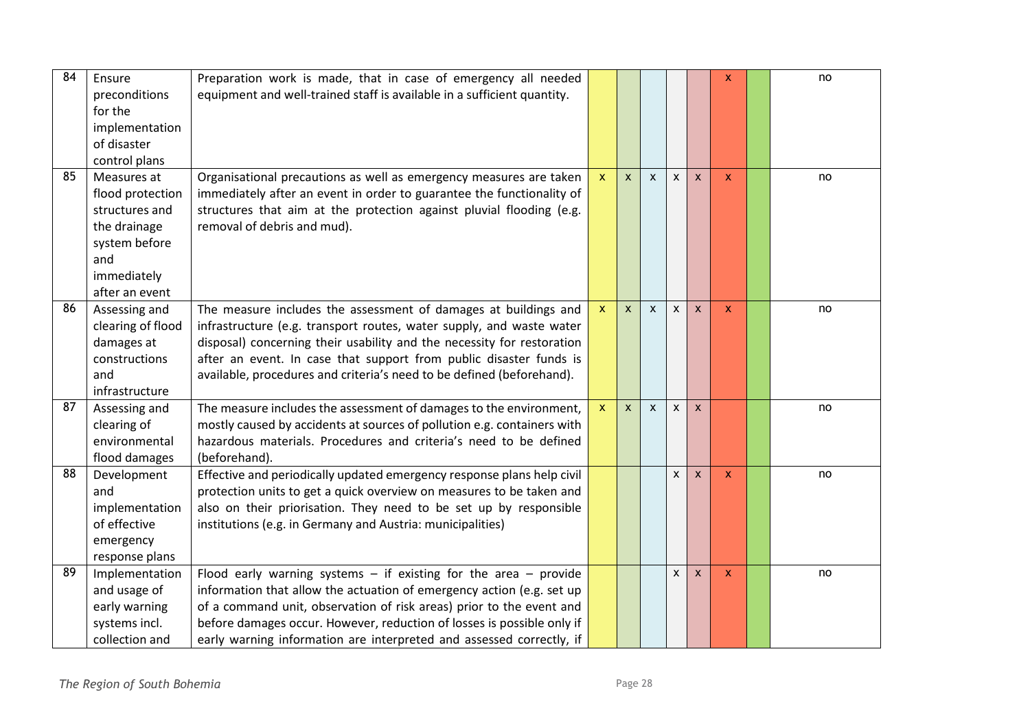| 84 | Ensure preconditions for the implementation of disaster control plans | Preparation work is made, that in case of emergency all needed equipment and well-trained staff is available in a sufficient quantity. | | | | | | x | | no |
|---|---|---|---|---|---|---|---|---|---|---|
| 85 | Measures at flood protection structures and the drainage system before and immediately after an event | Organisational precautions as well as emergency measures are taken immediately after an event in order to guarantee the functionality of structures that aim at the protection against pluvial flooding (e.g. removal of debris and mud). | x | x | x | x | x | x | | no |
| 86 | Assessing and clearing of flood damages at constructions and infrastructure | The measure includes the assessment of damages at buildings and infrastructure (e.g. transport routes, water supply, and waste water disposal) concerning their usability and the necessity for restoration after an event. In case that support from public disaster funds is available, procedures and criteria's need to be defined (beforehand). | x | x | x | x | x | x | | no |
| 87 | Assessing and clearing of environmental flood damages | The measure includes the assessment of damages to the environment, mostly caused by accidents at sources of pollution e.g. containers with hazardous materials. Procedures and criteria's need to be defined (beforehand). | x | x | x | x | x | | | no |
| 88 | Development and implementation of effective emergency response plans | Effective and periodically updated emergency response plans help civil protection units to get a quick overview on measures to be taken and also on their priorisation. They need to be set up by responsible institutions (e.g. in Germany and Austria: municipalities) | | | | x | x | x | | no |
| 89 | Implementation and usage of early warning systems incl. collection and | Flood early warning systems – if existing for the area – provide information that allow the actuation of emergency action (e.g. set up of a command unit, observation of risk areas) prior to the event and before damages occur. However, reduction of losses is possible only if early warning information are interpreted and assessed correctly, if | | | | x | x | x | | no |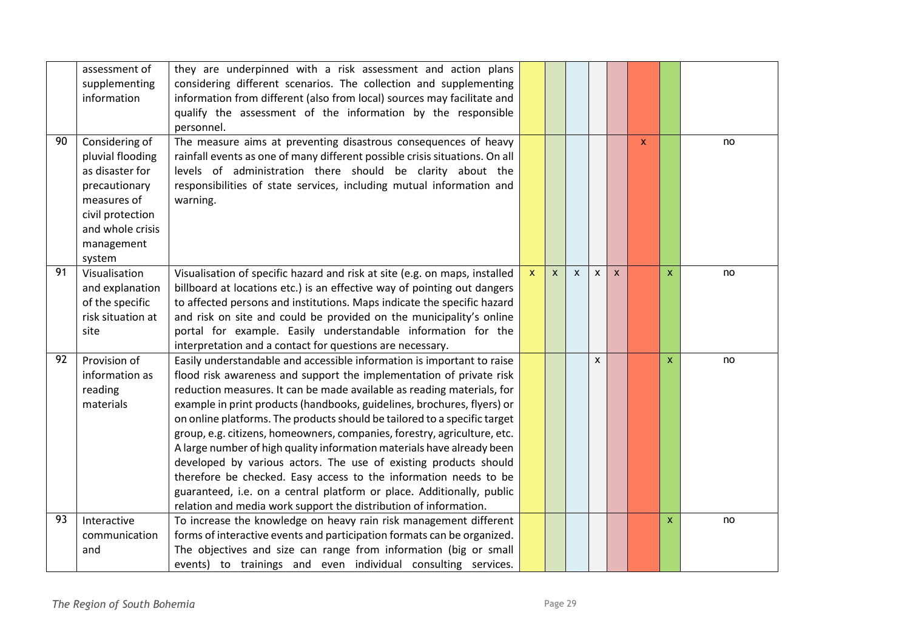| | | | | | | | | | | |
|---|---|---|---|---|---|---|---|---|---|---|
| | assessment of supplementing information | they are underpinned with a risk assessment and action plans considering different scenarios. The collection and supplementing information from different (also from local) sources may facilitate and qualify the assessment of the information by the responsible personnel. | | | | | | | | |
| 90 | Considering of pluvial flooding as disaster for precautionary measures of civil protection and whole crisis management system | The measure aims at preventing disastrous consequences of heavy rainfall events as one of many different possible crisis situations. On all levels of administration there should be clarity about the responsibilities of state services, including mutual information and warning. | | | | | | x | | no |
| 91 | Visualisation and explanation of the specific risk situation at site | Visualisation of specific hazard and risk at site (e.g. on maps, installed billboard at locations etc.) is an effective way of pointing out dangers to affected persons and institutions. Maps indicate the specific hazard and risk on site and could be provided on the municipality's online portal for example. Easily understandable information for the interpretation and a contact for questions are necessary. | x | x | x | x | x | | x | no |
| 92 | Provision of information as reading materials | Easily understandable and accessible information is important to raise flood risk awareness and support the implementation of private risk reduction measures. It can be made available as reading materials, for example in print products (handbooks, guidelines, brochures, flyers) or on online platforms. The products should be tailored to a specific target group, e.g. citizens, homeowners, companies, forestry, agriculture, etc. A large number of high quality information materials have already been developed by various actors. The use of existing products should therefore be checked. Easy access to the information needs to be guaranteed, i.e. on a central platform or place. Additionally, public relation and media work support the distribution of information. | | | | x | | | x | no |
| 93 | Interactive communication and | To increase the knowledge on heavy rain risk management different forms of interactive events and participation formats can be organized. The objectives and size can range from information (big or small events) to trainings and even individual consulting services. | | | | | | | x | no |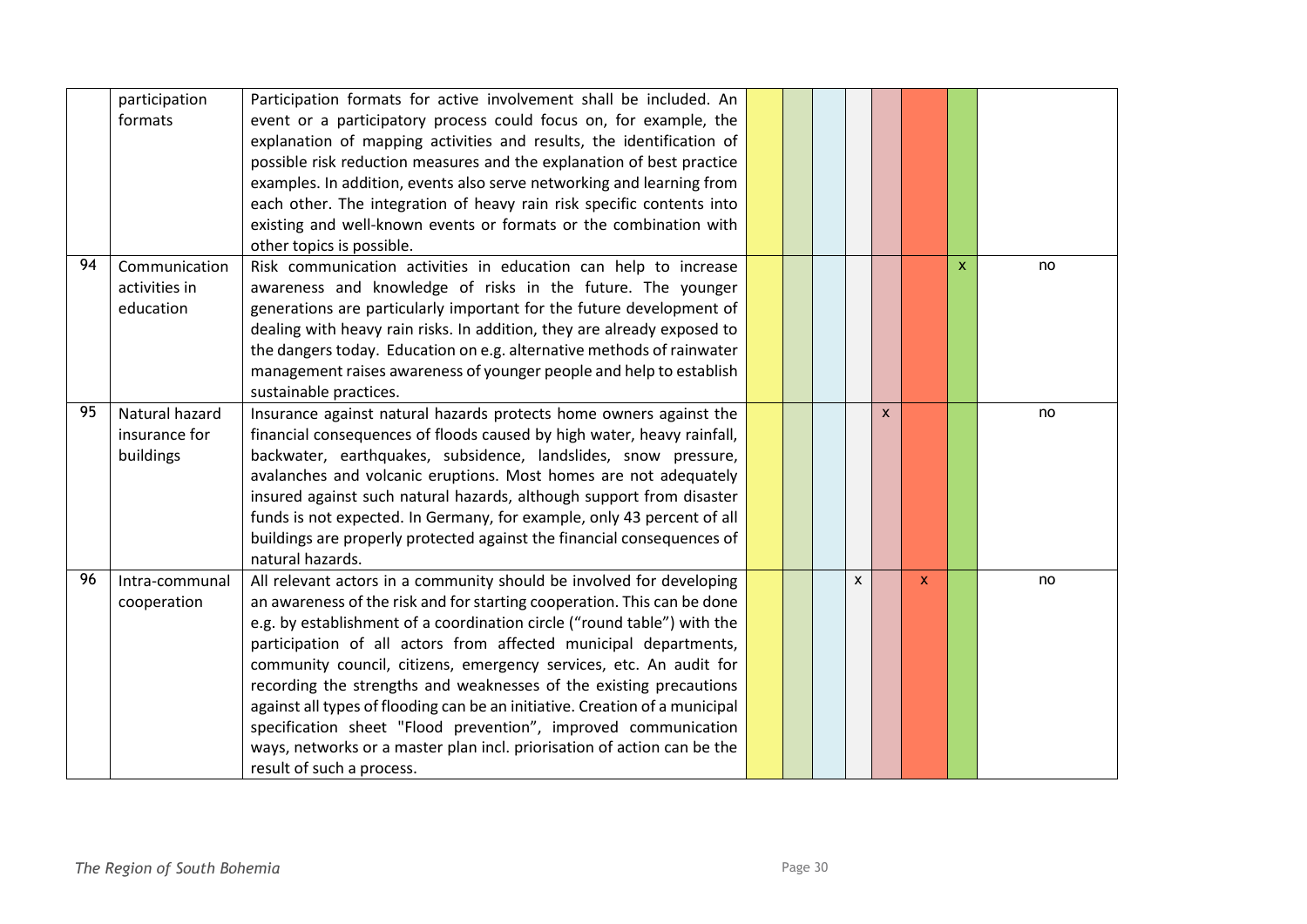| | | | | | | | | | | |
|---|---|---|---|---|---|---|---|---|---|---|
| | participation formats | Participation formats for active involvement shall be included. An event or a participatory process could focus on, for example, the explanation of mapping activities and results, the identification of possible risk reduction measures and the explanation of best practice examples. In addition, events also serve networking and learning from each other. The integration of heavy rain risk specific contents into existing and well-known events or formats or the combination with other topics is possible. | | | | | | | | |
| 94 | Communication activities in education | Risk communication activities in education can help to increase awareness and knowledge of risks in the future. The younger generations are particularly important for the future development of dealing with heavy rain risks. In addition, they are already exposed to the dangers today. Education on e.g. alternative methods of rainwater management raises awareness of younger people and help to establish sustainable practices. | | | | | | | x | no |
| 95 | Natural hazard insurance for buildings | Insurance against natural hazards protects home owners against the financial consequences of floods caused by high water, heavy rainfall, backwater, earthquakes, subsidence, landslides, snow pressure, avalanches and volcanic eruptions. Most homes are not adequately insured against such natural hazards, although support from disaster funds is not expected. In Germany, for example, only 43 percent of all buildings are properly protected against the financial consequences of natural hazards. | | | | | x | | | no |
| 96 | Intra-communal cooperation | All relevant actors in a community should be involved for developing an awareness of the risk and for starting cooperation. This can be done e.g. by establishment of a coordination circle ("round table") with the participation of all actors from affected municipal departments, community council, citizens, emergency services, etc. An audit for recording the strengths and weaknesses of the existing precautions against all types of flooding can be an initiative. Creation of a municipal specification sheet "Flood prevention", improved communication ways, networks or a master plan incl. priorisation of action can be the result of such a process. | | | | x | | x | | no |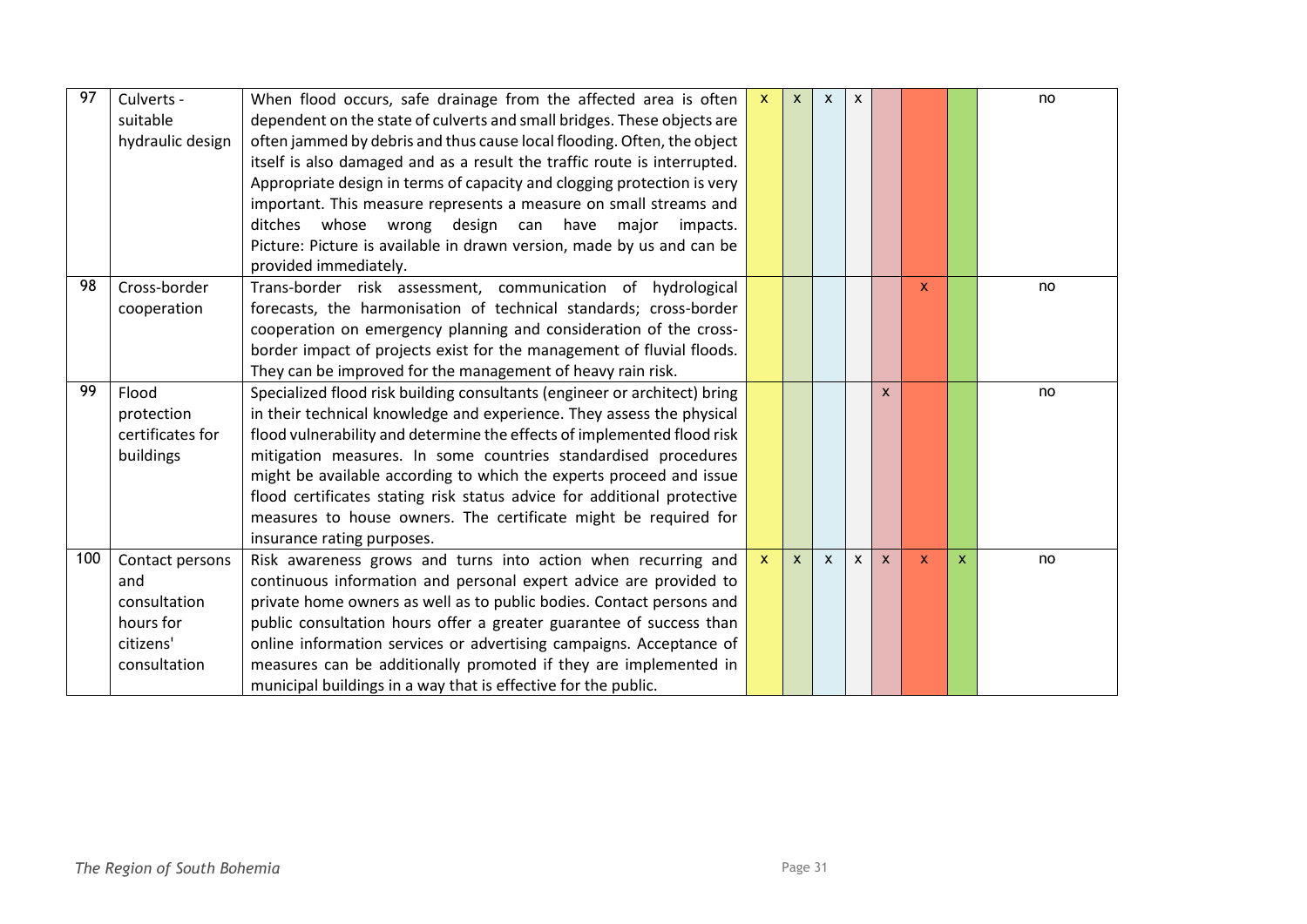| 97 | Culverts - suitable hydraulic design | When flood occurs, safe drainage from the affected area is often dependent on the state of culverts and small bridges. These objects are often jammed by debris and thus cause local flooding. Often, the object itself is also damaged and as a result the traffic route is interrupted. Appropriate design in terms of capacity and clogging protection is very important. This measure represents a measure on small streams and ditches whose wrong design can have major impacts. Picture: Picture is available in drawn version, made by us and can be provided immediately. | x | x | x | x | | | | no |
|---|---|---|---|---|---|---|---|---|---|---|
| 98 | Cross-border cooperation | Trans-border risk assessment, communication of hydrological forecasts, the harmonisation of technical standards; cross-border cooperation on emergency planning and consideration of the cross-border impact of projects exist for the management of fluvial floods. They can be improved for the management of heavy rain risk. | | | | | | x | | no |
| 99 | Flood protection certificates for buildings | Specialized flood risk building consultants (engineer or architect) bring in their technical knowledge and experience. They assess the physical flood vulnerability and determine the effects of implemented flood risk mitigation measures. In some countries standardised procedures might be available according to which the experts proceed and issue flood certificates stating risk status advice for additional protective measures to house owners. The certificate might be required for insurance rating purposes. | | | | | x | | | no |
| 100 | Contact persons and consultation hours for citizens' consultation | Risk awareness grows and turns into action when recurring and continuous information and personal expert advice are provided to private home owners as well as to public bodies. Contact persons and public consultation hours offer a greater guarantee of success than online information services or advertising campaigns. Acceptance of measures can be additionally promoted if they are implemented in municipal buildings in a way that is effective for the public. | x | x | x | x | x | x | x | no |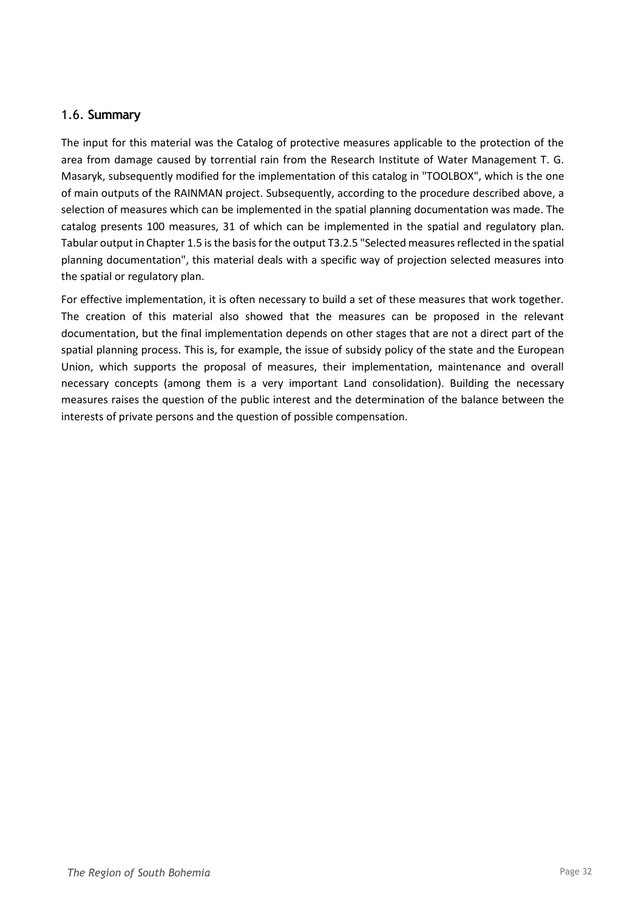## 1.6. Summary

The input for this material was the Catalog of protective measures applicable to the protection of the area from damage caused by torrential rain from the Research Institute of Water Management T. G. Masaryk, subsequently modified for the implementation of this catalog in "TOOLBOX", which is the one of main outputs of the RAINMAN project. Subsequently, according to the procedure described above, a selection of measures which can be implemented in the spatial planning documentation was made. The catalog presents 100 measures, 31 of which can be implemented in the spatial and regulatory plan. Tabular output in Chapter 1.5 is the basis for the output T3.2.5 "Selected measures reflected in the spatial planning documentation", this material deals with a specific way of projection selected measures into the spatial or regulatory plan.

For effective implementation, it is often necessary to build a set of these measures that work together. The creation of this material also showed that the measures can be proposed in the relevant documentation, but the final implementation depends on other stages that are not a direct part of the spatial planning process. This is, for example, the issue of subsidy policy of the state and the European Union, which supports the proposal of measures, their implementation, maintenance and overall necessary concepts (among them is a very important Land consolidation). Building the necessary measures raises the question of the public interest and the determination of the balance between the interests of private persons and the question of possible compensation.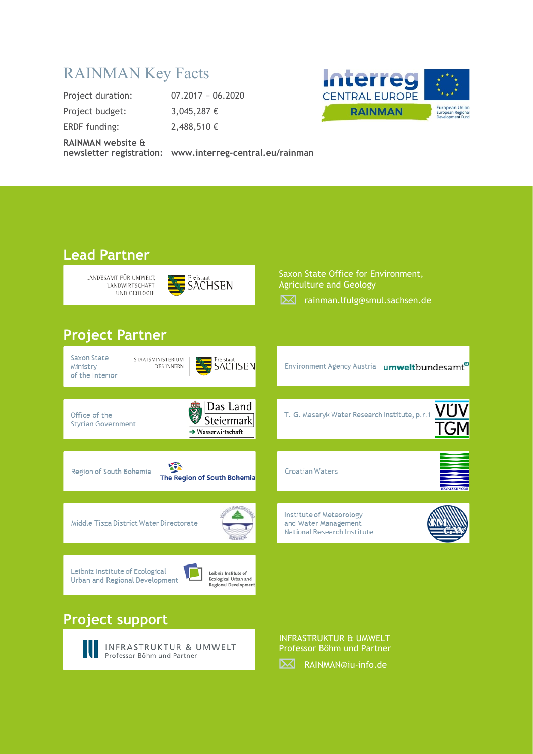## RAINMAN Key Facts

| | |
|---|---|
| Project duration: | 07.2017 – 06.2020 |
| Project budget: | 3,045,287 € |
| ERDF funding: | 2,488,510 € |

**RAINMAN website & newsletter registration:** **www.interreg-central.eu/rainman**

Interreg CENTRAL EUROPE RAINMAN European Union European Regional Development Fund

## Lead Partner

LANDESAMT FÜR UMWELT, LANDWIRTSCHAFT UND GEOLOGIE | Freistaat SACHSEN

Saxon State Office for Environment, Agriculture and Geology

rainman.lfulg@smul.sachsen.de

## Project Partner

Saxon State Ministry of the Interior – STAATSMINISTERIUM DES INNERN | Freistaat SACHSEN

Environment Agency Austria – umweltbundesamt

Office of the Styrian Government – Das Land Steiermark → Wasserwirtschaft

T. G. Masaryk Water Research Institute, p.r.i. – VÚV TGM

Region of South Bohemia – The Region of South Bohemia

Croatian Waters – HRVATSKE VODE

Middle Tisza District Water Directorate

Institute of Meteorology and Water Management National Research Institute – IMGW

Leibniz Institute of Ecological Urban and Regional Development – Leibniz Institute of Ecological Urban and Regional Development

## Project support

INFRASTRUKTUR & UMWELT Professor Böhm und Partner

INFRASTRUKTUR & UMWELT
Professor Böhm und Partner

RAINMAN@iu-info.de